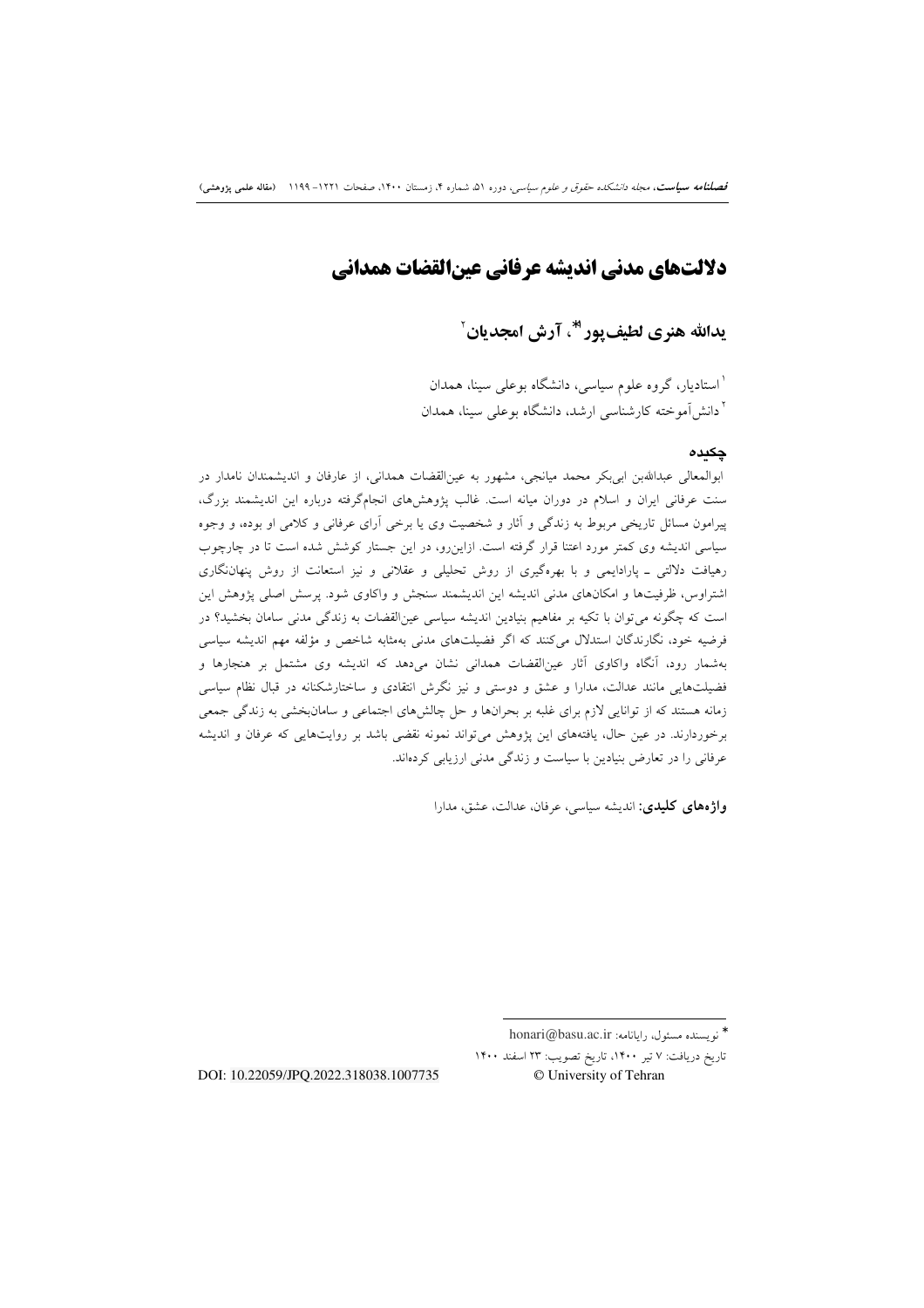# دلالت‌های مدنی اندیشه عرفانی عین‌القضات همدانی

## یدالله هنری لطیف‌پور[1*]، آرش امجدیان[2]

[1] استادیار، گروه علوم سیاسی، دانشگاه بوعلی سینا، همدان

[2] دانش‌آموخته کارشناسی ارشد، دانشگاه بوعلی سینا، همدان

### چکیده

ابوالمعالی عبدالله‌بن ابی‌بکر محمد میانجی، مشهور به عین‌القضات همدانی، از عارفان و اندیشمندان نامدار در سنت عرفانی ایران و اسلام در دوران میانه است. غالب پژوهش‌های انجام‌گرفته درباره این اندیشمند بزرگ، پیرامون مسائل تاریخی مربوط به زندگی و آثار و شخصیت وی یا برخی آرای عرفانی و کلامی او بوده، و وجوه سیاسی اندیشه وی کمتر مورد اعتنا قرار گرفته است. ازاین‌رو، در این جستار کوشش شده است تا در چارچوب رهیافت دلالتی ـ پارادایمی و با بهره‌گیری از روش تحلیلی و عقلانی و نیز استعانت از روش پنهان‌نگاری اشتراوس، ظرفیت‌ها و امکان‌های مدنی اندیشه این اندیشمند سنجش و واکاوی شود. پرسش اصلی پژوهش این است که چگونه می‌توان با تکیه بر مفاهیم بنیادین اندیشه سیاسی عین‌القضات به زندگی مدنی سامان بخشید؟ در فرضیه خود، نگارندگان استدلال می‌کنند که اگر فضیلت‌های مدنی به‌مثابه شاخص و مؤلفه مهم اندیشه سیاسی به‌شمار رود، آنگاه واکاوی آثار عین‌القضات همدانی نشان می‌دهد که اندیشه وی مشتمل بر هنجارها و فضیلت‌هایی مانند عدالت، مدارا و عشق و دوستی و نیز نگرش انتقادی و ساختارشکنانه در قبال نظام سیاسی زمانه هستند که از توانایی لازم برای غلبه بر بحران‌ها و حل چالش‌های اجتماعی و سامان‌بخشی به زندگی جمعی برخوردارند. در عین حال، یافته‌های این پژوهش می‌تواند نمونه نقضی باشد بر روایت‌هایی که عرفان و اندیشه عرفانی را در تعارض بنیادین با سیاست و زندگی مدنی ارزیابی کرده‌اند.

**واژه‌های کلیدی:** اندیشه سیاسی، عرفان، عدالت، عشق، مدارا

---

* نویسنده مسئول، رایانامه: honari@basu.ac.ir

تاریخ دریافت: ۷ تیر ۱۴۰۰، تاریخ تصویب: ۲۳ اسفند ۱۴۰۰

DOI: 10.22059/JPQ.2022.318038.1007735

© University of Tehran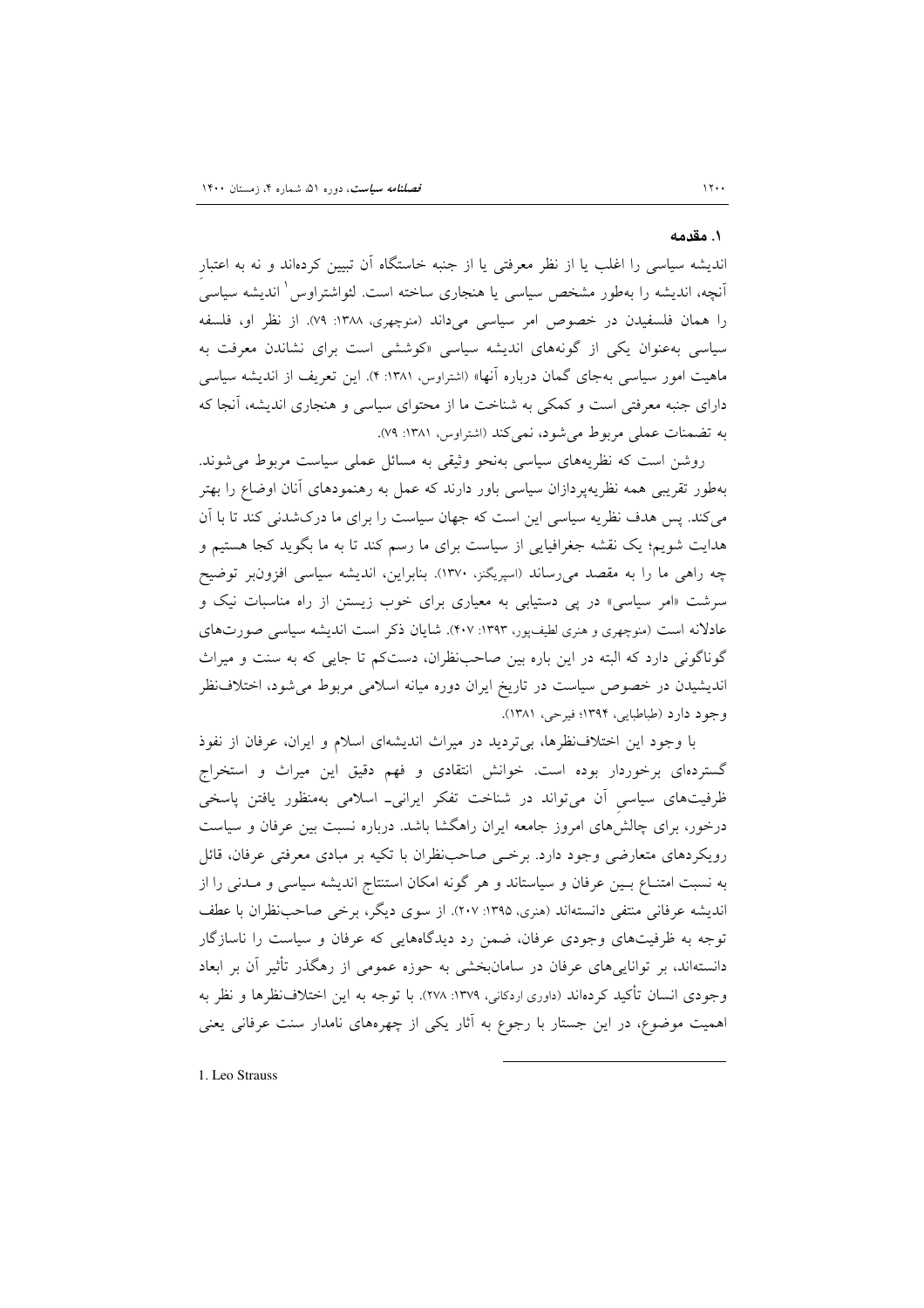## ۱. مقدمه

اندیشه سیاسی را اغلب یا از نظر معرفتی یا از جنبه خاستگاه آن تبیین کرده‌اند و نه به اعتبارِ آنچه، اندیشه را به‌طور مشخص سیاسی یا هنجاری ساخته است. لئواشتراوس[1] اندیشه سیاسی را همان فلسفیدن در خصوص امر سیاسی می‌داند (منوچهری، ۱۳۸۸: ۷۹). از نظر او، فلسفه سیاسی به‌عنوان یکی از گونه‌های اندیشه سیاسی «کوششی است برای نشاندن معرفت به ماهیت امور سیاسی به‌جای گمان درباره آنها» (اشتراوس، ۱۳۸۱: ۴). این تعریف از اندیشه سیاسی دارای جنبه معرفتی است و کمکی به شناخت ما از محتوای سیاسی و هنجاری اندیشه، آنجا که به تضمنات عملی مربوط می‌شود، نمی‌کند (اشتراوس، ۱۳۸۱: ۷۹).

روشن است که نظریه‌های سیاسی به‌نحو وثیقی به مسائل عملی سیاست مربوط می‌شوند. به‌طور تقریبی همه نظریه‌پردازان سیاسی باور دارند که عمل به رهنمودهای آنان اوضاع را بهتر می‌کند. پس هدف نظریه سیاسی این است که جهان سیاست را برای ما درک‌شدنی کند تا با آن هدایت شویم؛ یک نقشه جغرافیایی از سیاست برای ما رسم کند تا به ما بگوید کجا هستیم و چه راهی ما را به مقصد می‌رساند (اسپریگنز، ۱۳۷۰). بنابراین، اندیشه سیاسی افزون‌بر توضیح سرشت «امر سیاسی» در پی دستیابی به معیاری برای خوب زیستن از راه مناسبات نیک و عادلانه است (منوچهری و هنری لطیف‌پور، ۱۳۹۳: ۴۰۷). شایان ذکر است اندیشه سیاسی صورت‌های گوناگونی دارد که البته در این باره بین صاحب‌نظران، دست‌کم تا جایی که به سنت و میراث اندیشیدن در خصوص سیاست در تاریخ ایران دوره میانه اسلامی مربوط می‌شود، اختلاف‌نظر وجود دارد (طباطبایی، ۱۳۹۴؛ فیرحی، ۱۳۸۱).

با وجود این اختلاف‌نظرها، بی‌تردید در میراث اندیشه‌ای اسلام و ایران، عرفان از نفوذ گسترده‌ای برخوردار بوده است. خوانش انتقادی و فهم دقیق این میراث و استخراج ظرفیت‌های سیاسیِ آن می‌تواند در شناخت تفکر ایرانی- اسلامی به‌منظور یافتن پاسخی درخور، برای چالش‌های امروز جامعه ایران راهگشا باشد. درباره نسبت بین عرفان و سیاست رویکردهای متعارضی وجود دارد. برخی صاحب‌نظران با تکیه بر مبادی معرفتی عرفان، قائل به نسبت امتناع بین عرفان و سیاست‌اند و هر گونه امکان استنتاج اندیشه سیاسی و مدنی را از اندیشه عرفانی منتفی دانسته‌اند (هنری، ۱۳۹۵: ۲۰۷). از سوی دیگر، برخی صاحب‌نظران با عطف توجه به ظرفیت‌های وجودی عرفان، ضمن رد دیدگاه‌هایی که عرفان و سیاست را ناسازگار دانسته‌اند، بر توانایی‌های عرفان در سامان‌بخشی به حوزه عمومی از رهگذر تأثیر آن بر ابعاد وجودی انسان تأکید کرده‌اند (داوری اردکانی، ۱۳۷۹: ۲۷۸). با توجه به این اختلاف‌نظرها و نظر به اهمیت موضوع، در این جستار با رجوع به آثار یکی از چهره‌های نامدار سنت عرفانی یعنی

---

1. Leo Strauss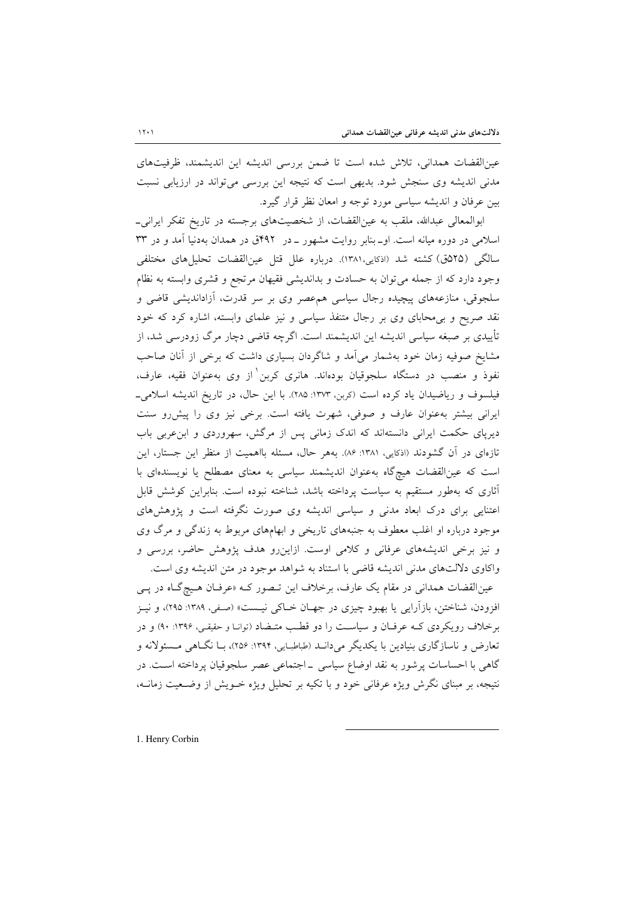عین‌القضات همدانی، تلاش شده است تا ضمن بررسی اندیشه این اندیشمند، ظرفیت‌های مدنی اندیشه وی سنجش شود. بدیهی است که نتیجه این بررسی می‌تواند در ارزیابی نسبت بین عرفان و اندیشه سیاسی مورد توجه و امعان نظر قرار گیرد.

ابوالمعالی عبدالله، ملقب به عین‌القضات، از شخصیت‌های برجسته در تاریخ تفکر ایرانی‌ـ اسلامی در دوره میانه است. اوـ بنابر روایت مشهور ـ در ۴۹۲ق در همدان به‌دنیا آمد و در ۳۳ سالگی (۵۲۵ق) کشته شد (اذکایی،۱۳۸۱). درباره علل قتل عین‌القضات تحلیل‌های مختلفی وجود دارد که از جمله می‌توان به حسادت و بداندیشی فقیهان مرتجع و قشری وابسته به نظام سلجوقی، منازعه‌های پیچیده رجال سیاسی هم‌عصر وی بر سر قدرت، آزاداندیشی قاضی و نقد صریح و بی‌محابای وی بر رجال متنفذ سیاسی و نیز علمای وابسته، اشاره کرد که خود تأییدی بر صبغه سیاسی اندیشه این اندیشمند است. اگرچه قاضی دچار مرگ زودرسی شد، از مشایخ صوفیه زمان خود به‌شمار می‌آمد و شاگردان بسیاری داشت که برخی از آنان صاحب نفوذ و منصب در دستگاه سلجوقیان بوده‌اند. هانری کربن[1] از وی به‌عنوان فقیه، عارف، فیلسوف و ریاضیدان یاد کرده است (کربن، ۱۳۷۳: ۲۸۵). با این حال، در تاریخ اندیشه اسلامی‌ـ ایرانی بیشتر به‌عنوان عارف و صوفی، شهرت یافته است. برخی نیز وی را پیش‌رو سنت دیرپای حکمت ایرانی دانسته‌اند که اندک زمانی پس از مرگش، سهروردی و ابن‌عربی باب تازه‌ای در آن گشودند (اذکایی، ۱۳۸۱: ۸۶). به‌هر حال، مسئله بااهمیت از منظر این جستار، این است که عین‌القضات هیچ‌گاه به‌عنوان اندیشمند سیاسی به معنای مصطلح یا نویسنده‌ای با آثاری که به‌طور مستقیم به سیاست پرداخته باشد، شناخته نبوده است. بنابراین کوشش قابل اعتنایی برای درک ابعاد مدنی و سیاسی اندیشه وی صورت نگرفته است و پژوهش‌های موجود درباره او اغلب معطوف به جنبه‌های تاریخی و ابهام‌های مربوط به زندگی و مرگ وی و نیز برخی اندیشه‌های عرفانی و کلامی اوست. ازاین‌رو هدف پژوهش حاضر، بررسی و واکاوی دلالت‌های مدنی اندیشه قاضی با استناد به شواهد موجود در متن اندیشه وی است.

عین‌القضات همدانی در مقام یک عارف، برخلاف این تصور که «عرفان هیچ‌گاه در پی افزودن، شناختن، بازآرایی یا بهبود چیزی در جهان خاکی نیست» (صفی، ۱۳۸۹: ۲۹۵)، و نیز برخلاف رویکردی که عرفان و سیاست را دو قطب متضاد (توانا و حقیقی، ۱۳۹۶: ۹۰) و در تعارض و ناسازگاری بنیادین با یکدیگر می‌داند (طباطبایی، ۱۳۹۴: ۲۵۶)، با نگاهی مسئولانه و گاهی با احساسات پرشور به نقد اوضاع سیاسی ـ اجتماعی عصر سلجوقیان پرداخته است. در نتیجه، بر مبنای نگرش ویژه عرفانی خود و با تکیه بر تحلیل ویژه خویش از وضعیت زمانه،

---

1. Henry Corbin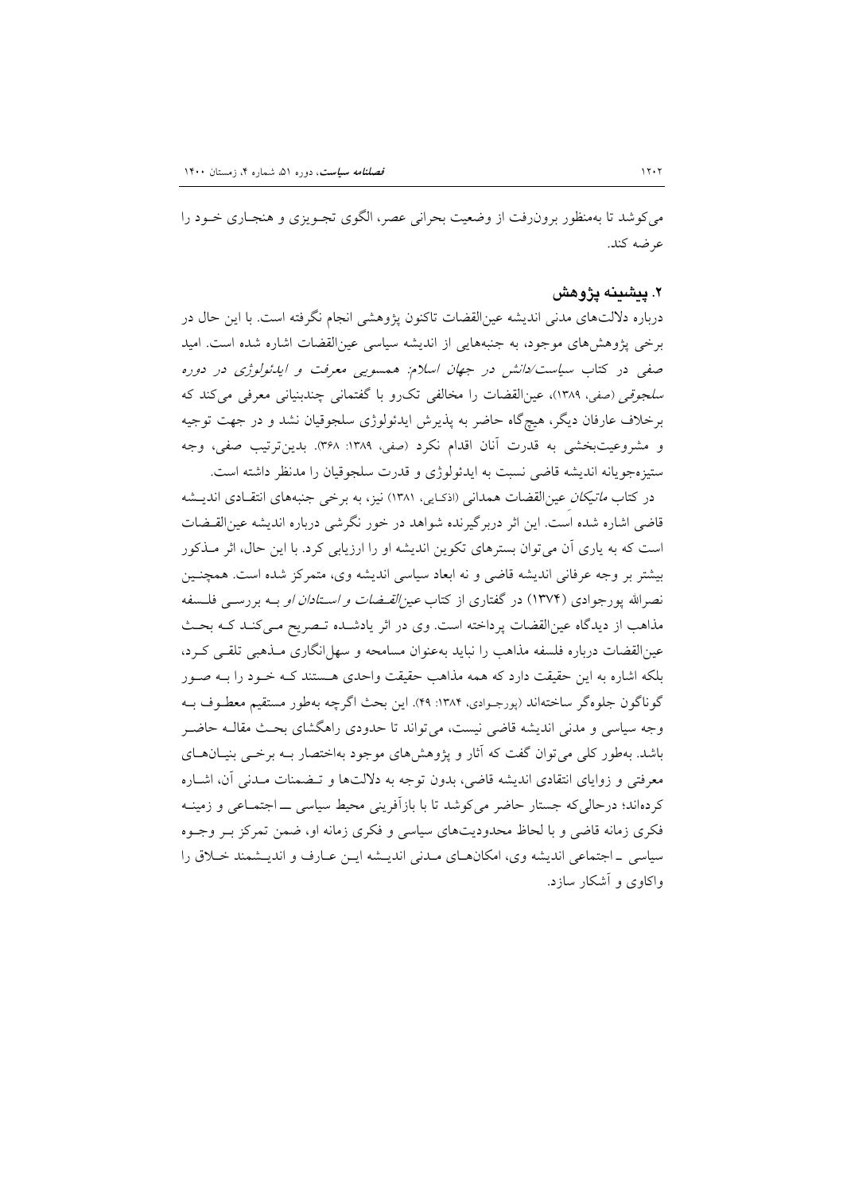می‌کوشد تا به‌منظور برون‌رفت از وضعیت بحرانی عصر، الگوی تجویزی و هنجاری خود را عرضه کند.

## ۲. پیشینه پژوهش

درباره دلالت‌های مدنی اندیشه عین‌القضات تاکنون پژوهشی انجام نگرفته است. با این حال در برخی پژوهش‌های موجود، به جنبه‌هایی از اندیشه سیاسی عین‌القضات اشاره شده است. امید صفی در کتاب *سیاست/دانش در جهان اسلام: همسویی معرفت و ایدئولوژی در دوره سلجوقی* (صفی، ۱۳۸۹)، عین‌القضات را مخالفی تک‌رو با گفتمانی چندبنیانی معرفی می‌کند که برخلاف عارفان دیگر، هیچ‌گاه حاضر به پذیرش ایدئولوژی سلجوقیان نشد و در جهت توجیه و مشروعیت‌بخشی به قدرت آنان اقدام نکرد (صفی، ۱۳۸۹: ۳۶۸). بدین‌ترتیب صفی، وجه ستیزه‌جویانه اندیشه قاضی نسبت به ایدئولوژی و قدرت سلجوقیان را مدنظر داشته است.

در کتاب *ماتیکان عین‌القضات همدانی* (اذکایی، ۱۳۸۱) نیز، به برخی جنبه‌های انتقادی اندیشه قاضی اشاره شده است. این اثر دربرگیرنده شواهد در خور نگرشی درباره اندیشه عین‌القضات است که به یاری آن می‌توان بسترهای تکوین اندیشه او را ارزیابی کرد. با این حال، اثر مذکور بیشتر بر وجه عرفانی اندیشه قاضی و نه ابعاد سیاسی اندیشه وی، متمرکز شده است. همچنین نصرالله پورجوادی (۱۳۷۴) در گفتاری از کتاب *عین‌القضات و استادان او* به بررسی فلسفه مذاهب از دیدگاه عین‌القضات پرداخته است. وی در اثر یادشده تصریح می‌کند که بحث عین‌القضات درباره فلسفه مذاهب را نباید به‌عنوان مسامحه و سهل‌انگاری مذهبی تلقی کرد، بلکه اشاره به این حقیقت دارد که همه مذاهب حقیقت واحدی هستند که خود را به صور گوناگون جلوه‌گر ساخته‌اند (پورجوادی، ۱۳۸۴: ۴۹). این بحث اگرچه به‌طور مستقیم معطوف به وجه سیاسی و مدنی اندیشه قاضی نیست، می‌تواند تا حدودی راهگشای بحث مقاله حاضر باشد. به‌طور کلی می‌توان گفت که آثار و پژوهش‌های موجود به‌اختصار به برخی بنیان‌های معرفتی و زوایای انتقادی اندیشه قاضی، بدون توجه به دلالت‌ها و تضمنات مدنی آن، اشاره کرده‌اند؛ درحالی‌که جستار حاضر می‌کوشد تا با بازآفرینی محیط سیاسی ـ اجتماعی و زمینه فکری زمانه قاضی و با لحاظ محدودیت‌های سیاسی و فکری زمانه او، ضمن تمرکز بر وجوه سیاسی ـ اجتماعی اندیشه وی، امکان‌های مدنی اندیشه این عارف و اندیشمند خلاق را واکاوی و آشکار سازد.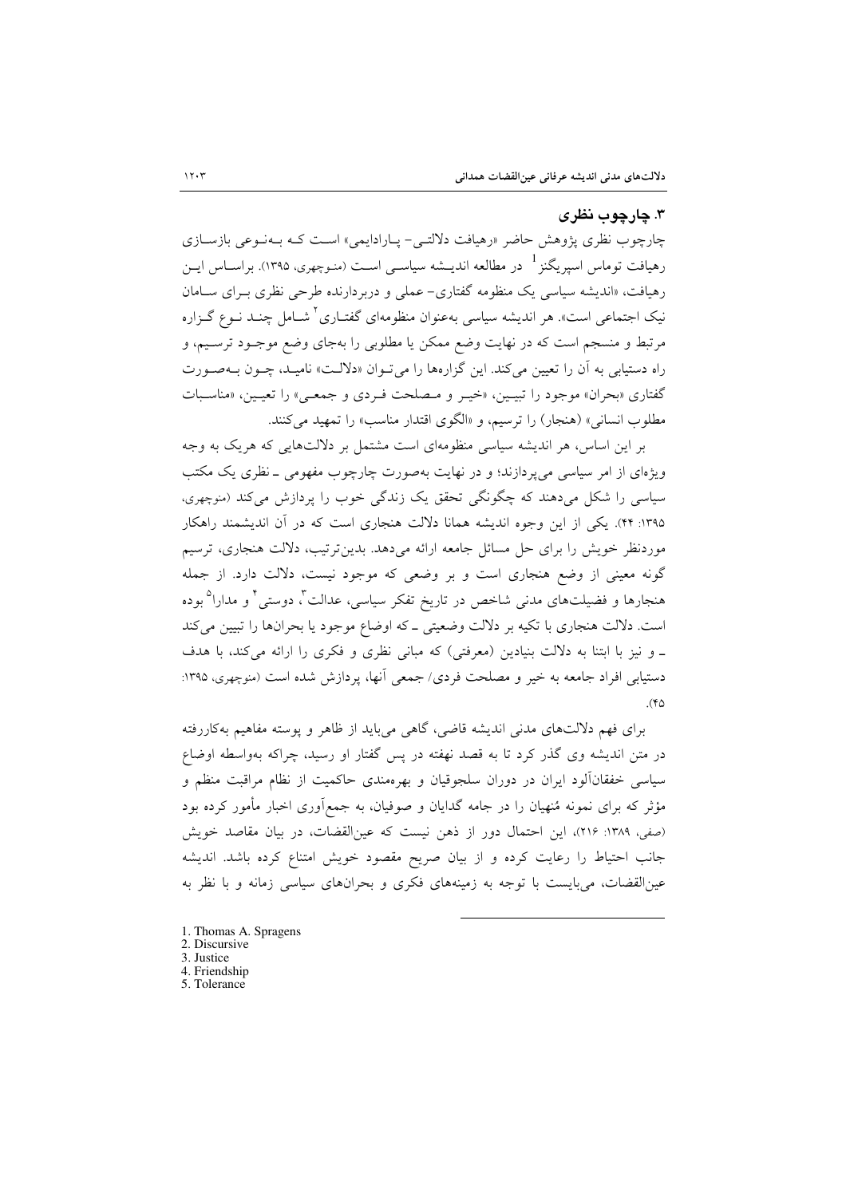## ۳. چارچوب نظری

چارچوب نظری پژوهش حاضر «رهیافت دلالتی- پارادایمی» است که به‌نوعی بازسازی رهیافت توماس اسپریگنز[1] در مطالعه اندیشه سیاسی است (منوچهری، ۱۳۹۵). براساس این رهیافت، «اندیشه سیاسی یک منظومه گفتاری- عملی و دربردارنده طرحی نظری برای سامان نیک اجتماعی است». هر اندیشه سیاسی به‌عنوان منظومه‌ای گفتاری[2] شامل چند نوع گزاره مرتبط و منسجم است که در نهایت وضع ممکن یا مطلوبی را به‌جای وضع موجود ترسیم، و راه دستیابی به آن را تعیین می‌کند. این گزاره‌ها را می‌توان «دلالت» نامید، چون به‌صورت گفتاری «بحران» موجود را تبیین، «خیر و مصلحت فردی و جمعی» را تعیین، «مناسبات مطلوب انسانی» (هنجار) را ترسیم، و «الگوی اقتدار مناسب» را تمهید می‌کنند.

بر این اساس، هر اندیشه سیاسی منظومه‌ای است مشتمل بر دلالت‌هایی که هریک به وجه ویژه‌ای از امر سیاسی می‌پردازند؛ و در نهایت به‌صورت چارچوب مفهومی ـ نظری یک مکتب سیاسی را شکل می‌دهند که چگونگی تحقق یک زندگی خوب را پردازش می‌کند (منوچهری، ۱۳۹۵: ۴۴). یکی از این وجوه اندیشه همانا دلالت هنجاری است که در آن اندیشمند راهکار موردنظر خویش را برای حل مسائل جامعه ارائه می‌دهد. بدین‌ترتیب، دلالت هنجاری، ترسیم گونه معینی از وضع هنجاری است و بر وضعی که موجود نیست، دلالت دارد. از جمله هنجارها و فضیلت‌های مدنی شاخص در تاریخ تفکر سیاسی، عدالت[3]، دوستی[4] و مدارا[5] بوده است. دلالت هنجاری با تکیه بر دلالت وضعیتی ـ که اوضاع موجود یا بحران‌ها را تبیین می‌کند ـ و نیز با ابتنا به دلالت بنیادین (معرفتی) که مبانی نظری و فکری را ارائه می‌کند، با هدف دستیابی افراد جامعه به خیر و مصلحت فردی/ جمعی آنها، پردازش شده است (منوچهری، ۱۳۹۵: ۴۵).

برای فهم دلالت‌های مدنی اندیشه قاضی، گاهی می‌باید از ظاهر و پوسته مفاهیم به‌کاررفته در متن اندیشه وی گذر کرد تا به قصد نهفته در پس گفتار او رسید، چراکه به‌واسطه اوضاع سیاسی خفقان‌آلود ایران در دوران سلجوقیان و بهره‌مندی حاکمیت از نظام مراقبت منظم و مؤثر که برای نمونه مُنهیان را در جامه گدایان و صوفیان، به جمع‌آوری اخبار مأمور کرده بود (صفی، ۱۳۸۹: ۲۱۶)، این احتمال دور از ذهن نیست که عین‌القضات، در بیان مقاصد خویش جانب احتیاط را رعایت کرده و از بیان صریح مقصود خویش امتناع کرده باشد. اندیشه عین‌القضات، می‌بایست با توجه به زمینه‌های فکری و بحران‌های سیاسی زمانه و با نظر به

---

1. Thomas A. Spragens
2. Discursive
3. Justice
4. Friendship
5. Tolerance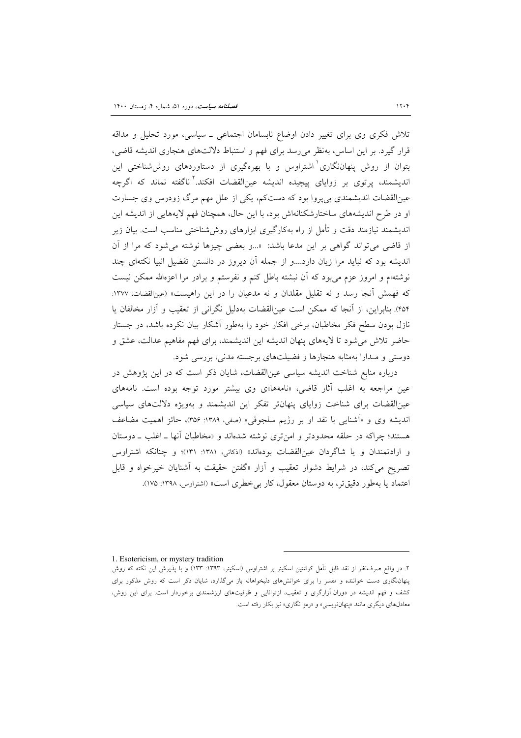تلاش فکری وی برای تغییر دادن اوضاع نابسامان اجتماعی ـ سیاسی، مورد تحلیل و مداقه قرار گیرد. بر این اساس، به‌نظر می‌رسد برای فهم و استنباط دلالت‌های هنجاری اندیشه قاضی، بتوان از روش پنهان‌نگاری[1] اشتراوس و با بهره‌گیری از دستاوردهای روش‌شناختی این اندیشمند، پرتوی بر زوایای پیچیده اندیشه عین‌القضات افکند.[2] ناگفته نماند که اگرچه عین‌القضات اندیشمندی بی‌پروا بود که دست‌کم، یکی از علل مهم مرگ زودرس وی جسارت او در طرح اندیشه‌های ساختارشکنانه‌اش بود، با این حال، همچنان فهم لایه‌هایی از اندیشه این اندیشمند نیازمند دقت و تأمل از راه به‌کارگیری ابزارهای روش‌شناختی مناسب است. بیان زیر از قاضی می‌تواند گواهی بر این مدعا باشد: «...و بعضی چیزها نوشته می‌شود که مرا از آن اندیشه بود که نباید مرا زیان دارد....و از جمله آن دیروز در دانستن تفضیل انبیا نکته‌ای چند نوشته‌ام و امروز عزم می‌بود که آن نبشته باطل کنم و نفرستم و برادر مرا اعزه‌الله ممکن نیست که فهمش آنجا رسد و نه تقلیل مقلدان و نه مدعیان را در این راهیست» (عین‌القضات، ۱۳۷۷: ۴۵۴). بنابراین، از آنجا که ممکن است عین‌القضات به‌دلیل نگرانی از تعقیب و آزار مخالفان یا نازل بودن سطح فکر مخاطبان، برخی افکار خود را به‌طور آشکار بیان نکرده باشد، در جستار حاضر تلاش می‌شود تا لایه‌های پنهان اندیشه این اندیشمند، برای فهم مفاهیم عدالت، عشق و دوستی و مـدارا به‌مثابه هنجارها و فضیلت‌های برجسته مدنی، بررسی شود.

درباره منابع شناخت اندیشه سیاسی عین‌القضات، شایان ذکر است که در این پژوهش در عین مراجعه به اغلب آثار قاضی، «نامه‌ها»ی وی بیشتر مورد توجه بوده است. نامه‌های عین‌القضات برای شناخت زوایای پنهان‌تر تفکر این اندیشمند و به‌ویژه دلالت‌های سیاسی اندیشه وی و «آشنایی با نقد او بر رژیم سلجوقی» (صفی، ۱۳۸۹: ۳۵۶)، حائز اهمیت مضاعف هستند؛ چراکه در حلقه محدودتر و امن‌تری نوشته شده‌اند و «مخاطبان آنها ـ اغلب ـ دوستان و ارادتمندان و یا شاگردان عین‌القضات بوده‌اند» (اذکائی، ۱۳۸۱: ۱۳۱)؛ و چنانکه اشتراوس تصریح می‌کند، در شرایط دشوار تعقیب و آزار «گفتن حقیقت به آشنایان خیرخواه و قابل اعتماد یا به‌طور دقیق‌تر، به دوستان معقول، کار بی‌خطری است» (اشتراوس، ۱۳۹۸: ۱۷۵).

---

1. Esotericism, or mystery tradition

۲. در واقع صرف‌نظر از نقد قابل تأمل کوئنتین اسکینر بر اشتراوس (اسکینر، ۱۳۹۳: ۱۳۳) و با پذیرش این نکته که روش پنهان‌نگاری دست خواننده و مفسر را برای خوانش‌های دلبخواهانه باز می‌گذارد، شایان ذکر است که روش مذکور برای کشف و فهم اندیشه در دوران آزارگری و تعقیب، ازتوانایی و ظرفیت‌های ارزشمندی برخوردار است. برای این روش، معادل‌های دیگری مانند «پنهان‌نویسی» و «رمز نگاری» نیز بکار رفته است.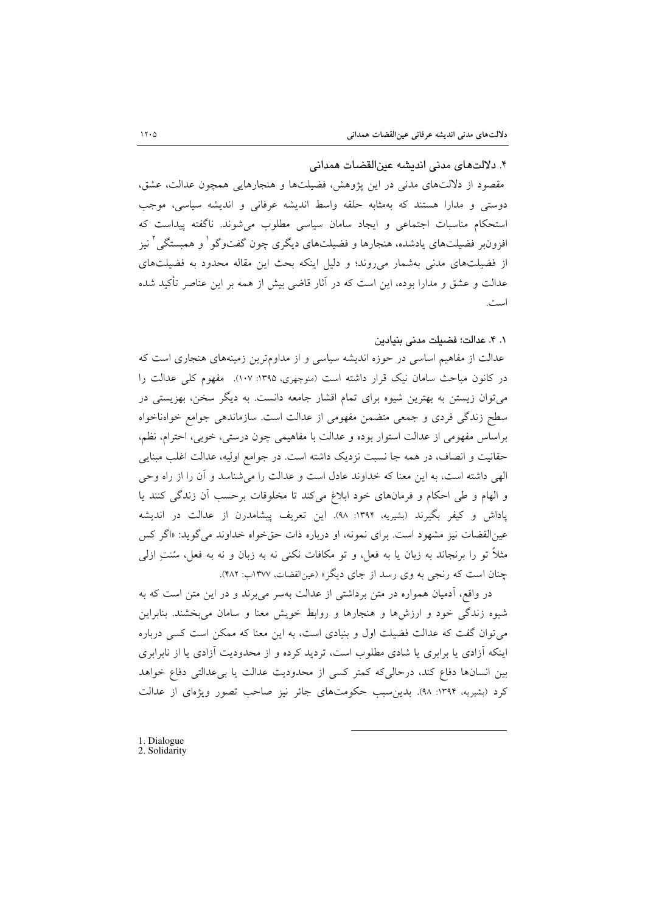## ۴. دلالت‌های مدنی اندیشه عین‌القضات همدانی

مقصود از دلالت‌های مدنی در این پژوهش، فضیلت‌ها و هنجارهایی همچون عدالت، عشق، دوستی و مدارا هستند که به‌مثابه حلقه واسط اندیشه عرفانی و اندیشه سیاسی، موجب استحکام مناسبات اجتماعی و ایجاد سامان سیاسی مطلوب می‌شوند. ناگفته پیداست که افزون‌بر فضیلت‌های یادشده، هنجارها و فضیلت‌های دیگری چون گفت‌وگو[1] و همبستگی[2] نیز از فضیلت‌های مدنی به‌شمار می‌روند؛ و دلیل اینکه بحث این مقاله محدود به فضیلت‌های عدالت و عشق و مدارا بوده، این است که در آثار قاضی بیش از همه بر این عناصر تأکید شده است.

### ۱. ۴. عدالت؛ فضیلت مدنی بنیادین

عدالت از مفاهیم اساسی در حوزه اندیشه سیاسی و از مداوم‌ترین زمینه‌های هنجاری است که در کانون مباحث سامان نیک قرار داشته است (منوچهری، ۱۳۹۵: ۱۰۷). مفهوم کلی عدالت را می‌توان زیستن به بهترین شیوه برای تمام اقشار جامعه دانست. به دیگر سخن، بهزیستی در سطح زندگی فردی و جمعی متضمن مفهومی از عدالت است. سازماندهی جوامع خواه‌ناخواه براساس مفهومی از عدالت استوار بوده و عدالت با مفاهیمی چون درستی، خوبی، احترام، نظم، حقانیت و انصاف، در همه جا نسبت نزدیک داشته است. در جوامع اولیه، عدالت اغلب مبنایی الهی داشته است، به این معنا که خداوند عادل است و عدالت را می‌شناسد و آن را از راه وحی و الهام و طی احکام و فرمان‌های خود ابلاغ می‌کند تا مخلوقات برحسب آن زندگی کنند یا پاداش و کیفر بگیرند (بشیریه، ۱۳۹۴: ۹۸). این تعریف پیشامدرن از عدالت در اندیشه عین‌القضات نیز مشهود است. برای نمونه، او درباره ذات حق‌خواه خداوند می‌گوید: «اگر کس مثلاً تو را برنجاند به زبان یا به فعل، و تو مکافات نکنی نه به زبان و نه به فعل، سُنتِ ازلی چنان است که رنجی به وی رسد از جای دیگر» (عین‌القضات، ۱۳۷۷ب: ۴۸۲).

در واقع، آدمیان همواره در متن برداشتی از عدالت به‌سر می‌برند و در این متن است که به شیوه زندگی خود و ارزش‌ها و هنجارها و روابط خویش معنا و سامان می‌بخشند. بنابراین می‌توان گفت که عدالت فضیلت اول و بنیادی است، به این معنا که ممکن است کسی درباره اینکه آزادی یا برابری یا شادی مطلوب است، تردید کرده و از محدودیت آزادی یا از نابرابری بین انسان‌ها دفاع کند، درحالی‌که کمتر کسی از محدودیت عدالت یا بی‌عدالتی دفاع خواهد کرد (بشیریه، ۱۳۹۴: ۹۸). بدین‌سبب حکومت‌های جائر نیز صاحب تصور ویژه‌ای از عدالت

---

1. Dialogue
2. Solidarity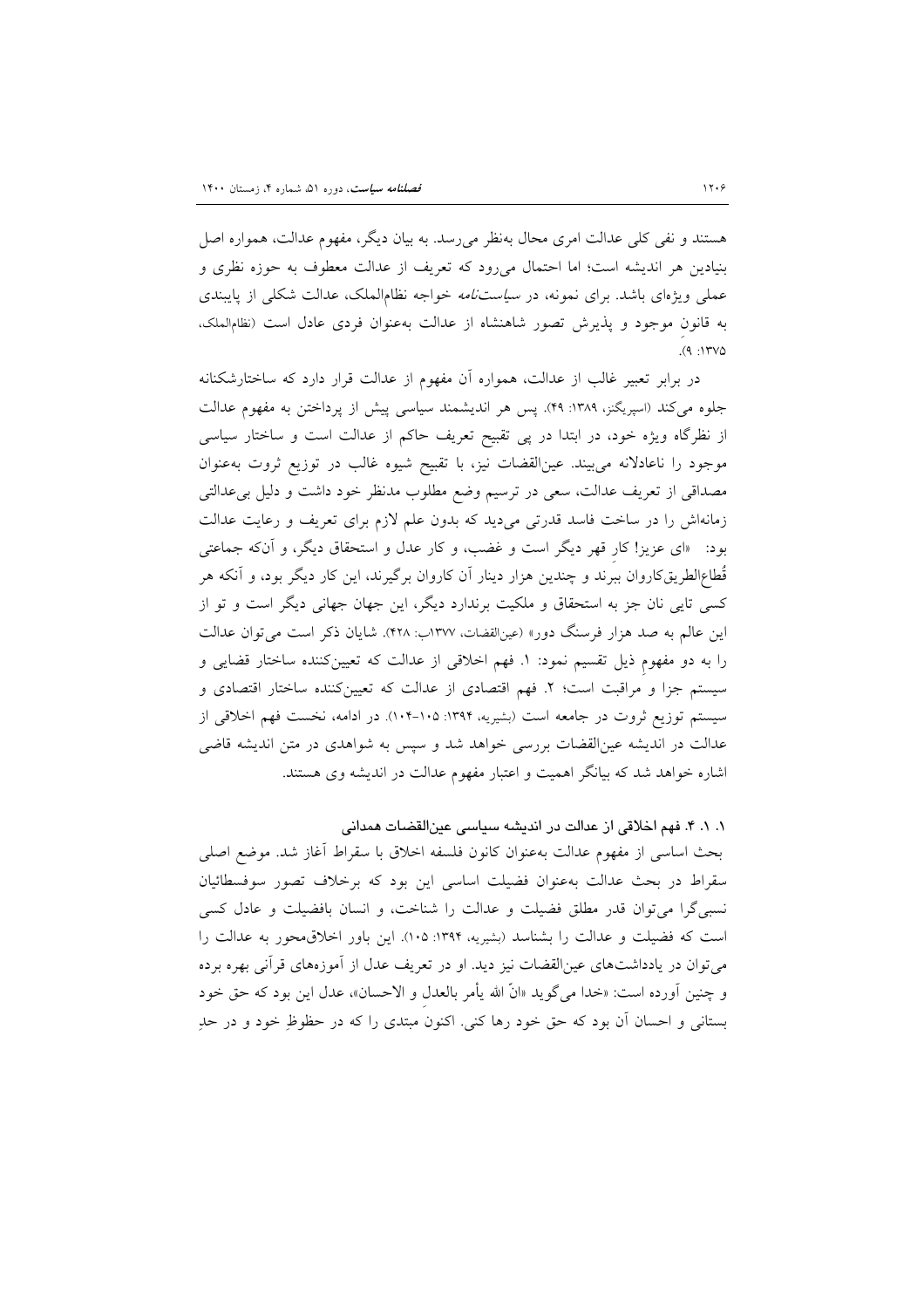هستند و نفی کلی عدالت امری محال به‌نظر می‌رسد. به بیان دیگر، مفهوم عدالت، همواره اصل بنیادین هر اندیشه است؛ اما احتمال می‌رود که تعریف از عدالت معطوف به حوزه نظری و عملی ویژه‌ای باشد. برای نمونه، در *سیاست‌نامه* خواجه نظام‌الملک، عدالت شکلی از پایبندی به قانونِ موجود و پذیرش تصور شاهنشاه از عدالت به‌عنوان فردی عادل است (نظام‌الملک، ۱۳۷۵: ۹).

در برابر تعبیر غالب از عدالت، همواره آن مفهوم از عدالت قرار دارد که ساختارشکنانه جلوه می‌کند (اسپریگنز، ۱۳۸۹: ۴۹). پس هر اندیشمند سیاسی پیش از پرداختن به مفهوم عدالت از نظرگاه ویژه خود، در ابتدا در پی تقبیح تعریف حاکم از عدالت است و ساختار سیاسی موجود را ناعادلانه می‌بیند. عین‌القضات نیز، با تقبیح شیوه غالب در توزیع ثروت به‌عنوان مصداقی از تعریف عدالت، سعی در ترسیم وضع مطلوب مدنظر خود داشت و دلیل بی‌عدالتی زمانه‌اش را در ساخت فاسد قدرتی می‌دید که بدون علم لازم برای تعریف و رعایت عدالت بود: «ای عزیز! کارِ قهر دیگر است و غضب، و کار عدل و استحقاق دیگر، و آنکه جماعتی قُطّاع‌الطریق‌کاروان ببرند و چندین هزار دینار آن کاروان برگیرند، این کار دیگر بود، و آنکه هر کسی تایی نان جز به استحقاق و ملکیت برندارد دیگر، این جهان جهانی دیگر است و تو از این عالم به صد هزار فرسنگ دور» (عین‌القضات، ۱۳۷۷ب: ۴۲۸). شایان ذکر است می‌توان عدالت را به دو مفهومِ ذیل تقسیم نمود: ۱. فهم اخلاقی از عدالت که تعیین‌کننده ساختار قضایی و سیستم جزا و مراقبت است؛ ۲. فهم اقتصادی از عدالت که تعیین‌کننده ساختار اقتصادی و سیستم توزیع ثروت در جامعه است (بشیریه، ۱۳۹۴: ۱۰۵-۱۰۴). در ادامه، نخست فهم اخلاقی از عدالت در اندیشه عین‌القضات بررسی خواهد شد و سپس به شواهدی در متن اندیشه قاضی اشاره خواهد شد که بیانگر اهمیت و اعتبار مفهومِ عدالت در اندیشه وی هستند.

### ۱. ۱. ۴. فهم اخلاقی از عدالت در اندیشه سیاسی عین‌القضات همدانی

بحث اساسی از مفهوم عدالت به‌عنوان کانون فلسفه اخلاق با سقراط آغاز شد. موضع اصلی سقراط در بحث عدالت به‌عنوان فضیلت اساسی این بود که برخلاف تصور سوفسطائیان نسبی‌گرا می‌توان قدر مطلق فضیلت و عدالت را شناخت، و انسان بافضیلت و عادل کسی است که فضیلت و عدالت را بشناسد (بشیریه، ۱۳۹۴: ۱۰۵). این باور اخلاق‌محور به عدالت را می‌توان در یادداشت‌های عین‌القضات نیز دید. او در تعریف عدل از آموزه‌های قرآنی بهره برده و چنین آورده است: «خدا می‌گوید «انّ الله یأمر بالعدل و الاحسان»، عدل این بود که حق خود بستانی و احسان آن بود که حق خود رها کنی. اکنونَ مبتدی را که در حظوظِ خود و در حدِ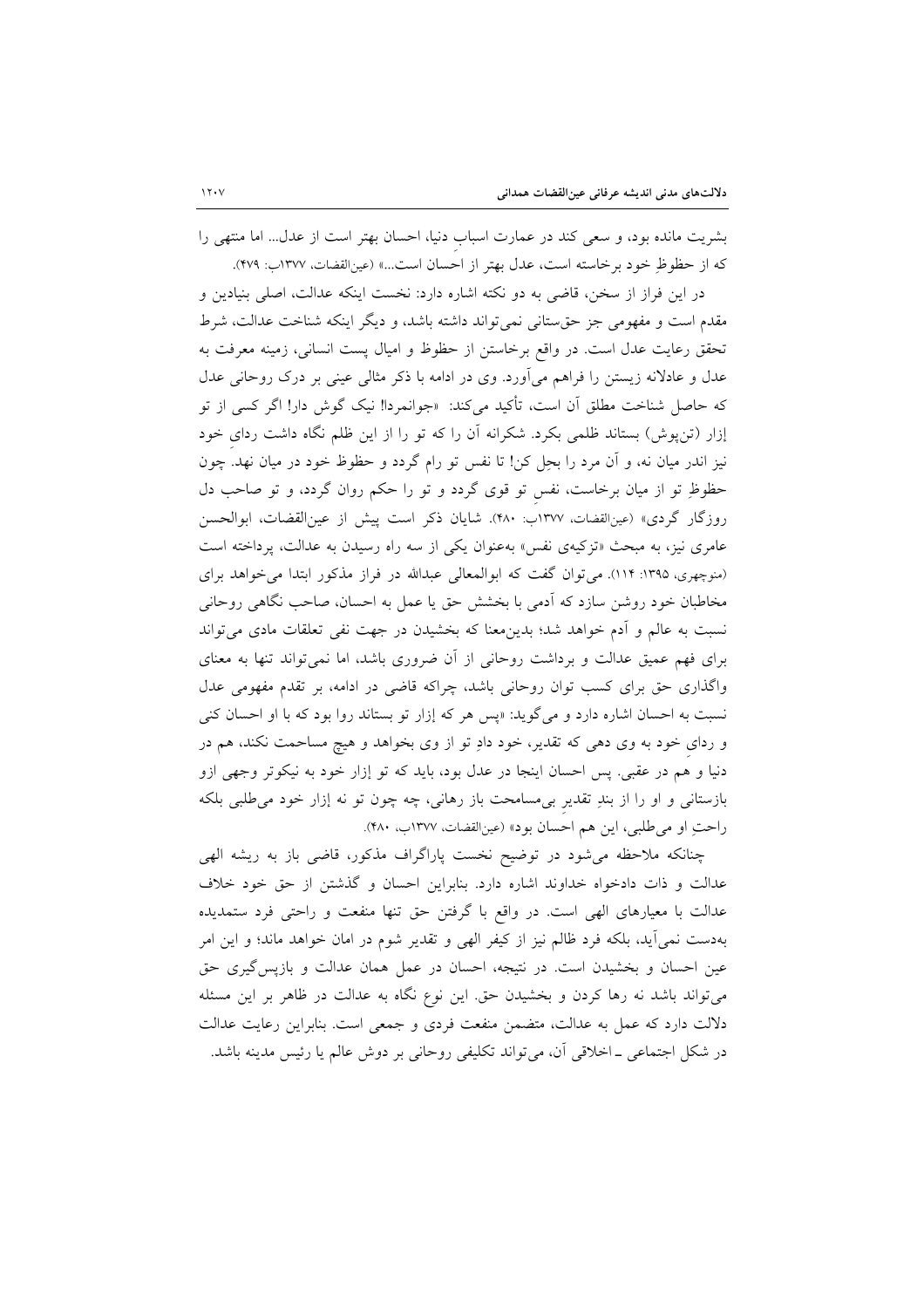بشریت مانده بود، و سعی کند در عمارت اسبابِ دنیا، احسان بهتر است از عدل... اما منتهی را که از حظوظِ خود برخاسته است، عدل بهتر از احسان است...» (عین‌القضات، ۱۳۷۷ب: ۴۷۹).

در این فراز از سخن، قاضی به دو نکته اشاره دارد: نخست اینکه عدالت، اصلی بنیادین و مقدم است و مفهومی جز حق‌ستانی نمی‌تواند داشته باشد، و دیگر اینکه شناخت عدالت، شرط تحقق رعایت عدل است. در واقع برخاستن از حظوظ و امیال پست انسانی، زمینه معرفت به عدل و عادلانه زیستن را فراهم می‌آورد. وی در ادامه با ذکر مثالی عینی بر درک روحانی عدل که حاصل شناخت مطلق آن است، تأکید می‌کند: «جوانمردا! نیک گوش دار! اگر کسی از تو إزار (تن‌پوش) بستاند ظلمی بکرد. شکرانه آن را که تو را از این ظلم نگاه داشت ردای خود نیز اندر میان نه، و آن مرد را بحِل کن! تا نفس تو رام گردد و حظوظ خود در میان نهد. چون حظوظِ تو از میان برخاست، نفسِ تو قوی گردد و تو را حکم روان گردد، و تو صاحب دل روزگار گردی» (عین‌القضات، ۱۳۷۷ب: ۴۸۰). شایان ذکر است پیش از عین‌القضات، ابوالحسن عامری نیز، به مبحث «تزکیه‌ی نفس» به‌عنوان یکی از سه راه رسیدن به عدالت، پرداخته است (منوچهری، ۱۳۹۵: ۱۱۴). می‌توان گفت که ابوالمعالی عبدالله در فراز مذکور ابتدا می‌خواهد برای مخاطبان خود روشن سازد که آدمی با بخشش حق یا عمل به احسان، صاحب نگاهی روحانی نسبت به عالم و آدم خواهد شد؛ بدین‌معنا که بخشیدن در جهت نفی تعلقات مادی می‌تواند برای فهم عمیق عدالت و برداشت روحانی از آن ضروری باشد، اما نمی‌تواند تنها به معنای واگذاری حق برای کسب توان روحانی باشد، چراکه قاضی در ادامه، بر تقدم مفهومی عدل نسبت به احسان اشاره دارد و می‌گوید: «پس هر که إزار تو بستاند روا بود که با او احسان کنی و ردایِ خود به وی دهی که تقدیر، خود دادِ تو از وی بخواهد و هیچ مساحمت نکند، هم در دنیا و هم در عقبی. پس احسان اینجا در عدل بود، باید که تو إزار خود به نیکوتر وجهی ازو بازستانی و او را از بندِ تقدیرِ بی‌مسامحت باز رهانی، چه چون تو نه إزار خود می‌طلبی بلکه راحتِ او می‌طلبی، این هم احسان بود» (عین‌القضات، ۱۳۷۷ب، ۴۸۰).

چنانکه ملاحظه می‌شود در توضیح نخست پاراگراف مذکور، قاضی باز به ریشه الهی عدالت و ذات دادخواه خداوند اشاره دارد. بنابراین احسان و گذشتن از حق خود خلاف عدالت با معیارهای الهی است. در واقع با گرفتن حق تنها منفعت و راحتی فرد ستمدیده به‌دست نمی‌آید، بلکه فرد ظالم نیز از کیفر الهی و تقدیر شوم در امان خواهد ماند؛ و این امر عین احسان و بخشیدن است. در نتیجه، احسان در عمل همان عدالت و بازپس‌گیری حق می‌تواند باشد نه رها کردن و بخشیدن حق. این نوع نگاه به عدالت در ظاهر بر این مسئله دلالت دارد که عمل به عدالت، متضمن منفعت فردی و جمعی است. بنابراین رعایت عدالت در شکل اجتماعی ـ اخلاقی آن، می‌تواند تکلیفی روحانی بر دوش عالم یا رئیس مدینه باشد.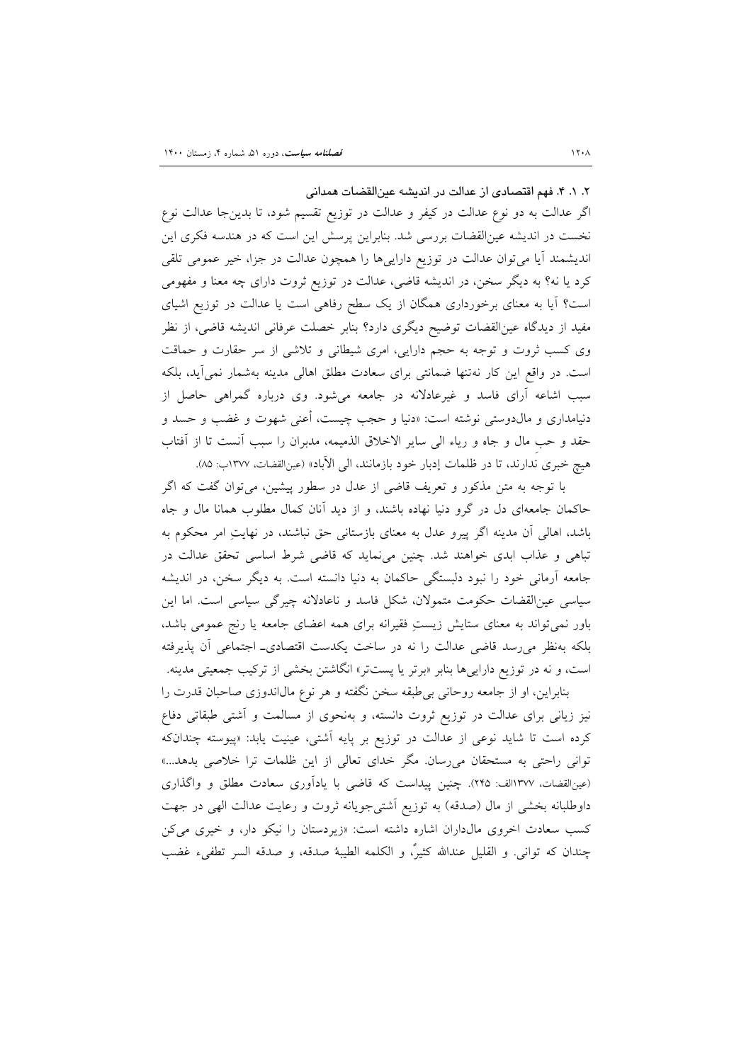### ۲. ۱. ۴. فهم اقتصادی از عدالت در اندیشه عین‌القضات همدانی

اگر عدالت به دو نوع عدالت در کیفر و عدالت در توزیع تقسیم شود، تا بدین‌جا عدالت نوع نخست در اندیشه عین‌القضات بررسی شد. بنابراین پرسش این است که در هندسه فکری این اندیشمند آیا می‌توان عدالت در توزیع دارایی‌ها را همچون عدالت در جزا، خیر عمومی تلقی کرد یا نه؟ به دیگر سخن، در اندیشه قاضی، عدالت در توزیع ثروت دارای چه معنا و مفهومی است؟ آیا به معنای برخورداری همگان از یک سطح رفاهی است یا عدالت در توزیع اشیای مفید از دیدگاه عین‌القضات توضیح دیگری دارد؟ بنابر خصلت عرفانی اندیشه قاضی، از نظر وی کسب ثروت و توجه به حجم دارایی، امری شیطانی و تلاشی از سر حقارت و حماقت است. در واقع این کار نه‌تنها ضمانتی برای سعادت مطلق اهالی مدینه به‌شمار نمی‌آید، بلکه سبب اشاعه آرای فاسد و غیرعادلانه در جامعه می‌شود. وی درباره گمراهی حاصل از دنیامداری و مال‌دوستی نوشته است: «دنیا و حجب چیست، أعنی شهوت و غضب و حسد و حقد و حبِ مال و جاه و ریاء الی سایر الاخلاق الذمیمه، مدبران را سبب آنست تا از آفتاب هیچ خبری ندارند، تا در ظلمات إدبار خود بازمانند، الی الآباد» (عین‌القضات، ۱۳۷۷ب: ۸۵).

با توجه به متن مذکور و تعریف قاضی از عدل در سطور پیشین، می‌توان گفت که اگر حاکمان جامعه‌ای دل در گرو دنیا نهاده باشند، و از دید آنان کمال مطلوب همانا مال و جاه باشد، اهالی آن مدینه اگر پیرو عدل به معنای بازستانی حق نباشند، در نهایتِ امر محکوم به تباهی و عذاب ابدی خواهند شد. چنین می‌نماید که قاضی شرط اساسی تحقق عدالت در جامعه آرمانی خود را نبود دلبستگی حاکمان به دنیا دانسته است. به دیگر سخن، در اندیشه سیاسی عین‌القضات حکومت متمولان، شکل فاسد و ناعادلانه چیرگی سیاسی است. اما این باور نمی‌تواند به معنای ستایش زیستِ فقیرانه برای همه اعضای جامعه یا رنج عمومی باشد، بلکه به‌نظر می‌رسد قاضی عدالت را نه در ساخت یکدست اقتصادی- اجتماعی آن پذیرفته است، و نه در توزیع دارایی‌ها بنابر «برتر یا پست‌تر» انگاشتن بخشی از ترکیب جمعیتی مدینه.

بنابراین، او از جامعه روحانی بی‌طبقه سخن نگفته و هر نوع مال‌اندوزی صاحبان قدرت را نیز زیانی برای عدالت در توزیع ثروت دانسته، و به‌نحوی از مسالمت و آشتی طبقاتی دفاع کرده است تا شاید نوعی از عدالت در توزیع بر پایه آشتی، عینیت یابد: «پیوسته چندانکه توانی راحتی به مستحقان می‌رسان. مگر خدای تعالی از این ظلمات ترا خلاصی بدهد...» (عین‌القضات، ۱۳۷۷الف: ۲۴۵). چنین پیداست که قاضی با یادآوری سعادت مطلق و واگذاری داوطلبانه بخشی از مال (صدقه) به توزیع آشتی‌جویانه ثروت و رعایت عدالت الهی در جهت کسب سعادت اخروی مال‌داران اشاره داشته است: «زیردستان را نیکو دار، و خیری می‌کن چندان که توانی. و القلیل عندالله کثیرٌ، و الکلمه الطیبهُ صدقه، و صدقه السر تطفیء غضب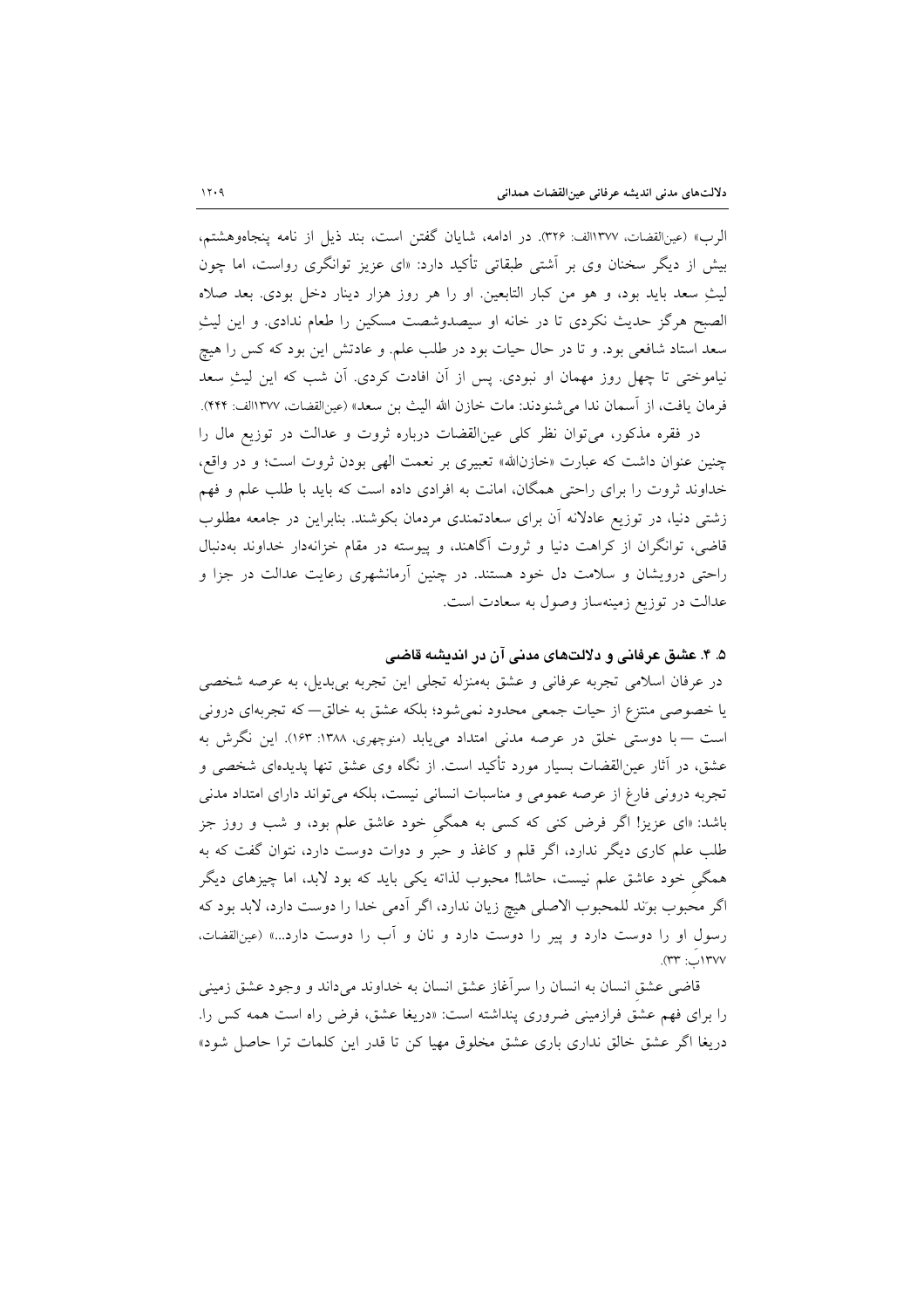الرب» (عین‌القضات، ۱۳۷۷الف: ۳۲۶). در ادامه، شایان گفتن است، بند ذیل از نامه پنجاه‌وهشتم، بیش از دیگر سخنان وی بر آشتی طبقاتی تأکید دارد: «ای عزیز توانگری رواست، اما چون لیثِ سعد باید بود، و هو من کبار التابعین. او را هر روز هزار دینار دخل بودی. بعد صلاه الصبح هرگز حدیث نکردی تا در خانه او سیصدوشصت مسکین را طعام ندادی. و این لیثِ سعد استاد شافعی بود. و تا در حال حیات بود در طلب علم. و عادتش این بود که کس را هیچ نیاموختی تا چهل روز مهمان او نبودی. پس از آن افادت کردی. آن شب که این لیثِ سعد فرمان یافت، از آسمان ندا می‌شنودند: مات خازن الله الیث بن سعد» (عین‌القضات، ۱۳۷۷الف: ۴۴۴).

در فقره مذکور، می‌توان نظر کلی عین‌القضات درباره ثروت و عدالت در توزیع مال را چنین عنوان داشت که عبارت «خازن‌الله» تعبیری بر نعمت الهی بودن ثروت است؛ و در واقع، خداوند ثروت را برای راحتی همگان، امانت به افرادی داده است که باید با طلب علم و فهم زشتی دنیا، در توزیع عادلانه آن برای سعادتمندی مردمان بکوشند. بنابراین در جامعه مطلوب قاضی، توانگران از کراهت دنیا و ثروت آگاهند، و پیوسته در مقام خزانه‌دار خداوند به‌دنبال راحتی درویشان و سلامت دل خود هستند. در چنین آرمانشهری رعایت عدالت در جزا و عدالت در توزیع زمینه‌ساز وصول به سعادت است.

### ۵. ۴. عشق عرفانی و دلالت‌های مدنی آن در اندیشه قاضی

در عرفان اسلامی تجربه عرفانی و عشق به‌منزله تجلی این تجربه بی‌بدیل، به عرصه شخصی یا خصوصی منتزع از حیات جمعی محدود نمی‌شود؛ بلکه عشق به خالق— که تجربه‌ای درونی است — با دوستی خلق در عرصه مدنی امتداد می‌یابد (منوچهری، ۱۳۸۸: ۱۶۳). این نگرش به عشق، در آثار عین‌القضات بسیار مورد تأکید است. از نگاه وی عشق تنها پدیده‌ای شخصی و تجربه درونی فارغ از عرصه عمومی و مناسبات انسانی نیست، بلکه می‌تواند دارای امتداد مدنی باشد: «ای عزیز! اگر فرض کنی که کسی به همگیِ خود عاشق علم بود، و شب و روز جز طلب علم کاری دیگر ندارد، اگر قلم و کاغذ و حبر و دوات دوست دارد، نتوان گفت که به همگیِ خود عاشق علم نیست، حاشا! محبوب لذاته یکی باید که بود لابد، اما چیزهای دیگر اگر محبوب بوَند للمحبوب الاصلی هیچ زیان ندارد، اگر آدمی خدا را دوست دارد، لابد بود که رسول او را دوست دارد و پیر را دوست دارد و نان و آب را دوست دارد...» (عین‌القضات، ۱۳۷۷ب: ۳۳).

قاضی عشقِ انسان به انسان را سرآغاز عشق انسان به خداوند می‌داند و وجود عشق زمینی را برای فهم عشقِ فرازمینی ضروری پنداشته است: «دریغا عشق، فرض راه است همه کس را. دریغا اگر عشق خالق نداری باری عشق مخلوق مهیا کن تا قدر این کلمات ترا حاصل شود»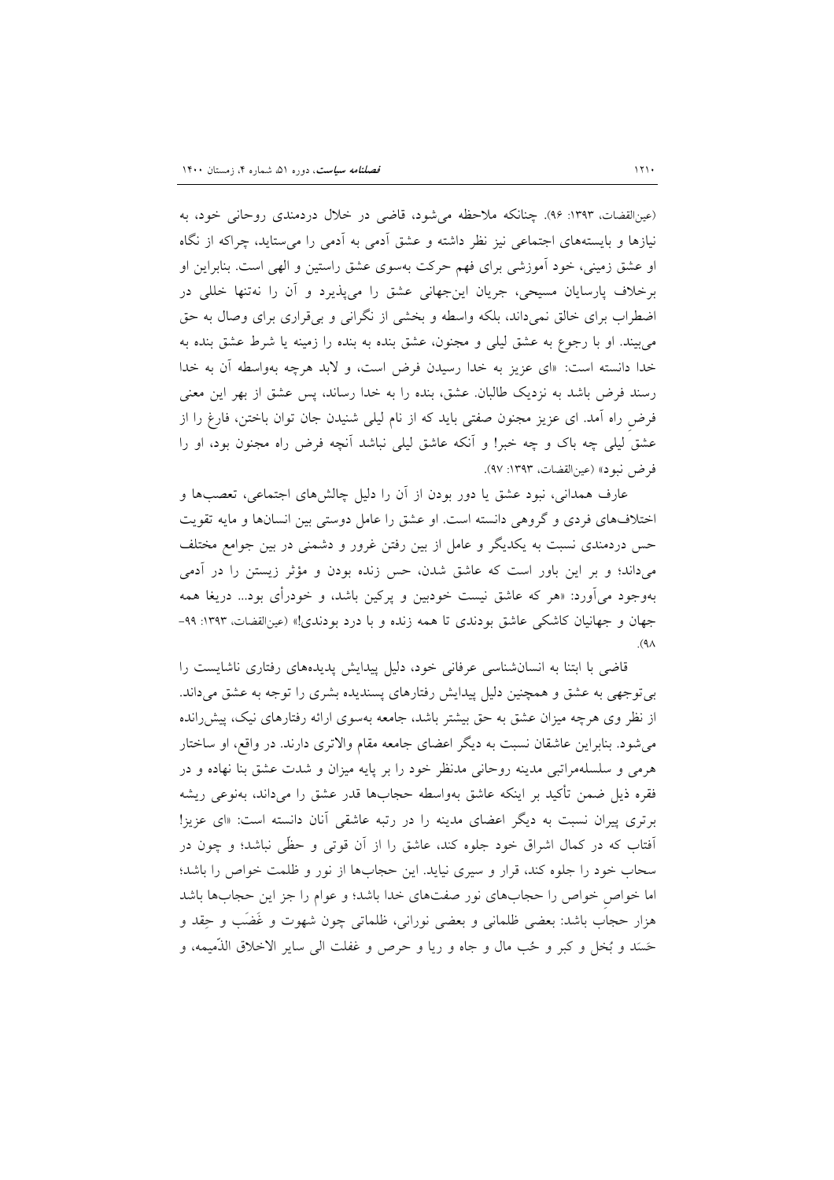(عین‌القضات، ۱۳۹۳: ۹۶). چنانکه ملاحظه می‌شود، قاضی در خلال دردمندی روحانی خود، به نیازها و بایسته‌های اجتماعی نیز نظر داشته و عشق آدمی به آدمی را می‌ستاید، چراکه از نگاه او عشق زمینی، خود آموزشی برای فهم حرکت به‌سوی عشق راستین و الهی است. بنابراین او برخلاف پارسایان مسیحی، جریان این‌جهانی عشق را می‌پذیرد و آن را نه‌تنها خللی در اضطراب برای خالق نمی‌داند، بلکه واسطه و بخشی از نگرانی و بی‌قراری برای وصال به حق می‌بیند. او با رجوع به عشق لیلی و مجنون، عشق بنده به بنده را زمینه یا شرط عشق بنده به خدا دانسته است: «ای عزیز به خدا رسیدن فرض است، و لابد هرچه به‌واسطه آن به خدا رسند فرض باشد به نزدیک طالبان. عشق، بنده را به خدا رساند، پس عشق از بهر این معنی فرضِ راه آمد. ای عزیز مجنون صفتی باید که از نام لیلی شنیدن جان توان باختن، فارغ را از عشقِ لیلی چه باک و چه خبر! و آنکه عاشق لیلی نباشد آنچه فرض راه مجنون بود، او را فرض نبود» (عین‌القضات، ۱۳۹۳: ۹۷).

عارف همدانی، نبود عشق یا دور بودن از آن را دلیل چالش‌های اجتماعی، تعصب‌ها و اختلاف‌های فردی و گروهی دانسته است. او عشق را عامل دوستی بین انسان‌ها و مایه تقویت حس دردمندی نسبت به یکدیگر و عامل از بین رفتن غرور و دشمنی در بین جوامع مختلف می‌داند؛ و بر این باور است که عاشق شدن، حس زنده بودن و مؤثر زیستن را در آدمی به‌وجود می‌آورد: «هر که عاشق نیست خودبین و پرکین باشد، و خودرأی بود... دریغا همه جهان و جهانیان کاشکی عاشق بودندی تا همه زنده و با درد بودندی!» (عین‌القضات، ۱۳۹۳: ۹۹-۹۸).

قاضی با ابتنا به انسان‌شناسی عرفانی خود، دلیل پیدایش پدیده‌های رفتاری ناشایست را بی‌توجهی به عشق و همچنین دلیل پیدایش رفتارهای پسندیده بشری را توجه به عشق می‌داند. از نظر وی هرچه میزان عشق به حق بیشتر باشد، جامعه به‌سوی ارائه رفتارهای نیک، پیش‌رانده می‌شود. بنابراین عاشقان نسبت به دیگر اعضای جامعه مقام والاتری دارند. در واقع، او ساختار هرمی و سلسله‌مراتبی مدینه روحانی مدنظر خود را بر پایه میزان و شدت عشق بنا نهاده و در فقره ذیل ضمن تأکید بر اینکه عاشق به‌واسطه حجاب‌ها قدر عشق را می‌داند، به‌نوعی ریشه برتری پیران نسبت به دیگر اعضای مدینه را در رتبه عاشقی آنان دانسته است: «ای عزیز! آفتاب که در کمال اشراق خود جلوه کند، عاشق را از آن قوتی و حظّی نباشد؛ و چون در سحاب خود را جلوه کند، قرار و سیری نیاید. این حجاب‌ها از نور و ظلمت خواص را باشد؛ اما خواصِ خواص را حجاب‌های نور صفت‌های خدا باشد؛ و عوام را جز این حجاب‌ها باشد هزار حجاب باشد: بعضی ظلمانی و بعضی نورانی، ظلماتی چون شهوت و غَضَب و حِقد و حَسَد و بُخل و کبر و حُب مال و جاه و ریا و حرص و غفلت الی سایر الاخلاق الذّمیمه، و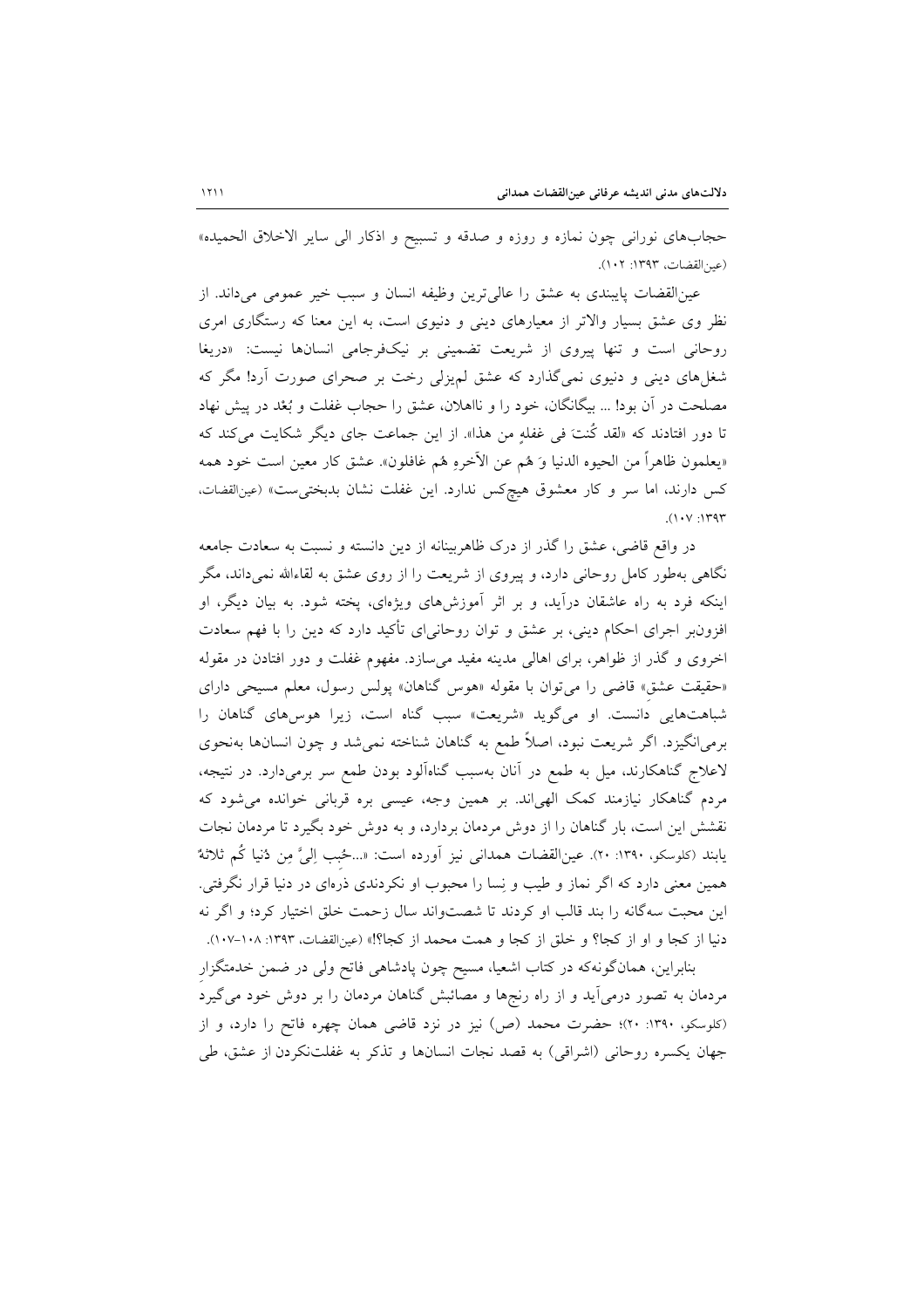حجاب‌های نورانی چون نمازه و روزه و صدقه و تسبیح و اذکار الی سایر الاخلاق الحمیده» (عین‌القضات، ۱۳۹۳: ۱۰۲).

عین‌القضات پایبندی به عشق را عالی‌ترین وظیفه انسان و سبب خیر عمومی می‌داند. از نظر وی عشق بسیار والاتر از معیارهای دینی و دنیوی است، به این معنا که رستگاری امری روحانی است و تنها پیروی از شریعت تضمینی بر نیک‌فرجامی انسان‌ها نیست: «دریغا شغل‌های دینی و دنیوی نمی‌گذارد که عشق لم‌یزلی رخت بر صحرای صورت آرد! مگر که مصلحت در آن بود! ... بیگانگان، خود را و نااهلان، عشق را حجاب غفلت و بُعْد در پیش نهاد تا دور افتادند که «لقد کُنتَ فی غفلهٍ من هذا». از این جماعت جای دیگر شکایت می‌کند که «یعلمون ظاهراً من الحیوه الدنیا وَ هُم عن الآخرهِ هُم غافلون». عشق کار معین است خود همه کس دارند، اما سر و کار معشوق هیچ‌کس ندارد. این غفلت نشان بدبختی‌ست» (عین‌القضات، ۱۳۹۳: ۱۰۷).

در واقع قاضی، عشق را گذر از درک ظاهربینانه از دین دانسته و نسبت به سعادت جامعه نگاهی به‌طور کامل روحانی دارد، و پیروی از شریعت را از روی عشق به لقاءالله نمی‌داند، مگر اینکه فرد به راه عاشقان درآید، و بر اثر آموزش‌های ویژه‌ای، پخته شود. به بیان دیگر، او افزون‌بر اجرای احکام دینی، بر عشق و توان روحانی‌ای تأکید دارد که دین را با فهم سعادت اخروی و گذر از ظواهر، برای اهالی مدینه مفید می‌سازد. مفهوم غفلت و دور افتادن در مقوله «حقیقت عشق» قاضی را می‌توان با مقوله «هوس گناهان» پولس رسول، معلم مسیحی دارای شباهت‌هایی دانست. او می‌گوید «شریعت» سبب گناه است، زیرا هوس‌های گناهان را برمی‌انگیزد. اگر شریعت نبود، اصلاً طمع به گناهان شناخته نمی‌شد و چون انسان‌ها به‌نحوی لاعلاج گناهکارند، میل به طمع در آنان به‌سبب گناه‌آلود بودن طمع سر برمی‌دارد. در نتیجه، مردم گناهکار نیازمند کمک الهی‌اند. بر همین وجه، عیسی بره قربانی خوانده می‌شود که نقشش این است، بار گناهان را از دوش مردمان بردارد، و به دوش خود بگیرد تا مردمان نجات یابند (کلوسکو، ۱۳۹۰: ۲۰). عین‌القضات همدانی نیز آورده است: «...حُبِب اِلیَّ مِن دُنیا کُم ثلاثهٌ همین معنی دارد که اگر نماز و طیب و نِسا را محبوب او نکردندی ذره‌ای در دنیا قرار نگرفتی. این محبت سه‌گانه را بند قالب او کردند تا شصت‌واند سال زحمت خلق اختیار کرد؛ و اگر نه دنیا از کجا و او از کجا؟ و خلق از کجا و همت محمد از کجا؟!» (عین‌القضات، ۱۳۹۳: ۱۰۸-۱۰۷).

بنابراین، همان‌گونه‌که در کتاب اشعیا، مسیح چون پادشاهی فاتح ولی در ضمن خدمتگزارِ مردمان به تصور درمی‌آید و از راه رنج‌ها و مصائبش گناهان مردمان را بر دوش خود می‌گیرد (کلوسکو، ۱۳۹۰: ۲۰)؛ حضرت محمد (ص) نیز در نزد قاضی همان چهره فاتح را دارد، و از جهان یکسره روحانی (اشراقی) به قصد نجات انسان‌ها و تذکر به غفلت‌نکردن از عشق، طی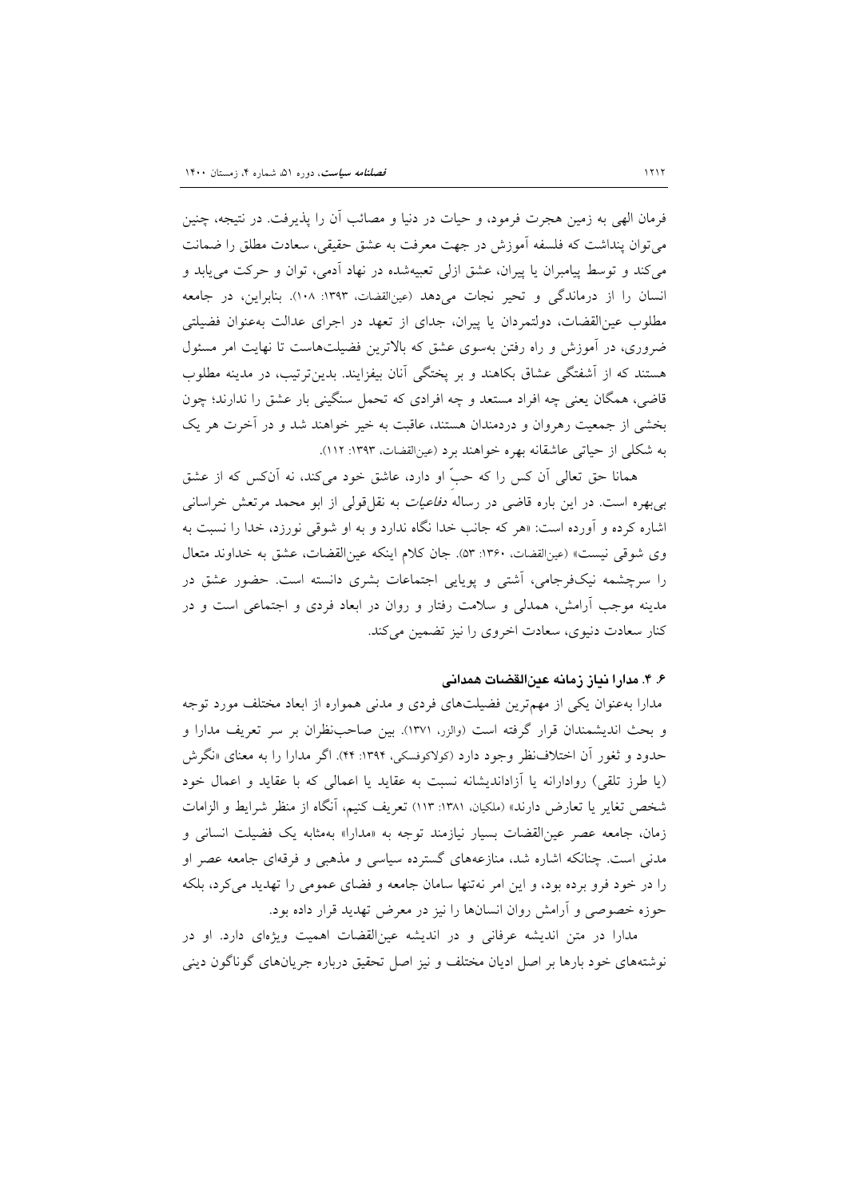فرمان الهی به زمین هجرت فرمود، و حیات در دنیا و مصائب آن را پذیرفت. در نتیجه، چنین می‌توان پنداشت که فلسفه آموزش در جهت معرفت به عشق حقیقی، سعادت مطلق را ضمانت می‌کند و توسط پیامبران یا پیران، عشق ازلی تعبیه‌شده در نهاد آدمی، توان و حرکت می‌یابد و انسان را از درماندگی و تحیر نجات می‌دهد (عین‌القضات، ۱۳۹۳: ۱۰۸). بنابراین، در جامعه مطلوب عین‌القضات، دولتمردان یا پیران، جدای از تعهد در اجرای عدالت به‌عنوان فضیلتی ضروری، در آموزش و راه رفتن به‌سوی عشق که بالاترین فضیلت‌هاست تا نهایت امر مسئول هستند که از آشفتگی عشاق بکاهند و بر پختگی آنان بیفزایند. بدین‌ترتیب، در مدینه مطلوب قاضی، همگان یعنی چه افراد مستعد و چه افرادی که تحمل سنگینی بار عشق را ندارند؛ چون بخشی از جمعیت رهروان و دردمندان هستند، عاقبت به خیر خواهند شد و در آخرت هر یک به شکلی از حیاتی عاشقانه بهره خواهند برد (عین‌القضات، ۱۳۹۳: ۱۱۲).

همانا حق تعالی آن کس را که حبِّ او دارد، عاشق خود می‌کند، نه آن‌کس که از عشق بی‌بهره است. در این باره قاضی در رساله *دفاعیات* به نقل‌قولی از ابو محمد مرتعش خراسانی اشاره کرده و آورده است: «هر که جانب خدا نگاه ندارد و به او شوقی نورزد، خدا را نسبت به وی شوقی نیست» (عین‌القضات، ۱۳۶۰: ۵۳). جان کلام اینکه عین‌القضات، عشق به خداوند متعال را سرچشمه نیک‌فرجامی، آشتی و پویایی اجتماعات بشری دانسته است. حضور عشق در مدینه موجب آرامش، همدلی و سلامت رفتار و روان در ابعاد فردی و اجتماعی است و در کنار سعادت دنیوی، سعادت اخروی را نیز تضمین می‌کند.

### ۶. ۴. مدارا نیاز زمانه عین‌القضات همدانی

مدارا به‌عنوان یکی از مهم‌ترین فضیلت‌های فردی و مدنی همواره از ابعاد مختلف مورد توجه و بحث اندیشمندان قرار گرفته است (والزر، ۱۳۷۱). بین صاحب‌نظران بر سر تعریف مدارا و حدود و ثغور آن اختلاف‌نظر وجود دارد (کولاکوفسکی، ۱۳۹۴: ۴۴). اگر مدارا را به معنای «نگرش (یا طرز تلقی) روادارانه یا آزاداندیشانه نسبت به عقاید یا اعمالی که با عقاید و اعمال خود شخص تغایر یا تعارض دارند» (ملکیان، ۱۳۸۱: ۱۱۳) تعریف کنیم، آنگاه از منظر شرایط و الزامات زمان، جامعه عصر عین‌القضات بسیار نیازمند توجه به «مدارا» به‌مثابه یک فضیلت انسانی و مدنی است. چنانکه اشاره شد، منازعه‌های گسترده سیاسی و مذهبی و فرقه‌ای جامعه عصر او را در خود فرو برده بود، و این امر نه‌تنها سامان جامعه و فضای عمومی را تهدید می‌کرد، بلکه حوزه خصوصی و آرامش روان انسان‌ها را نیز در معرض تهدید قرار داده بود.

مدارا در متن اندیشه عرفانی و در اندیشه عین‌القضات اهمیت ویژه‌ای دارد. او در نوشته‌های خود بارها بر اصل ادیان مختلف و نیز اصل تحقیق درباره جریان‌های گوناگون دینی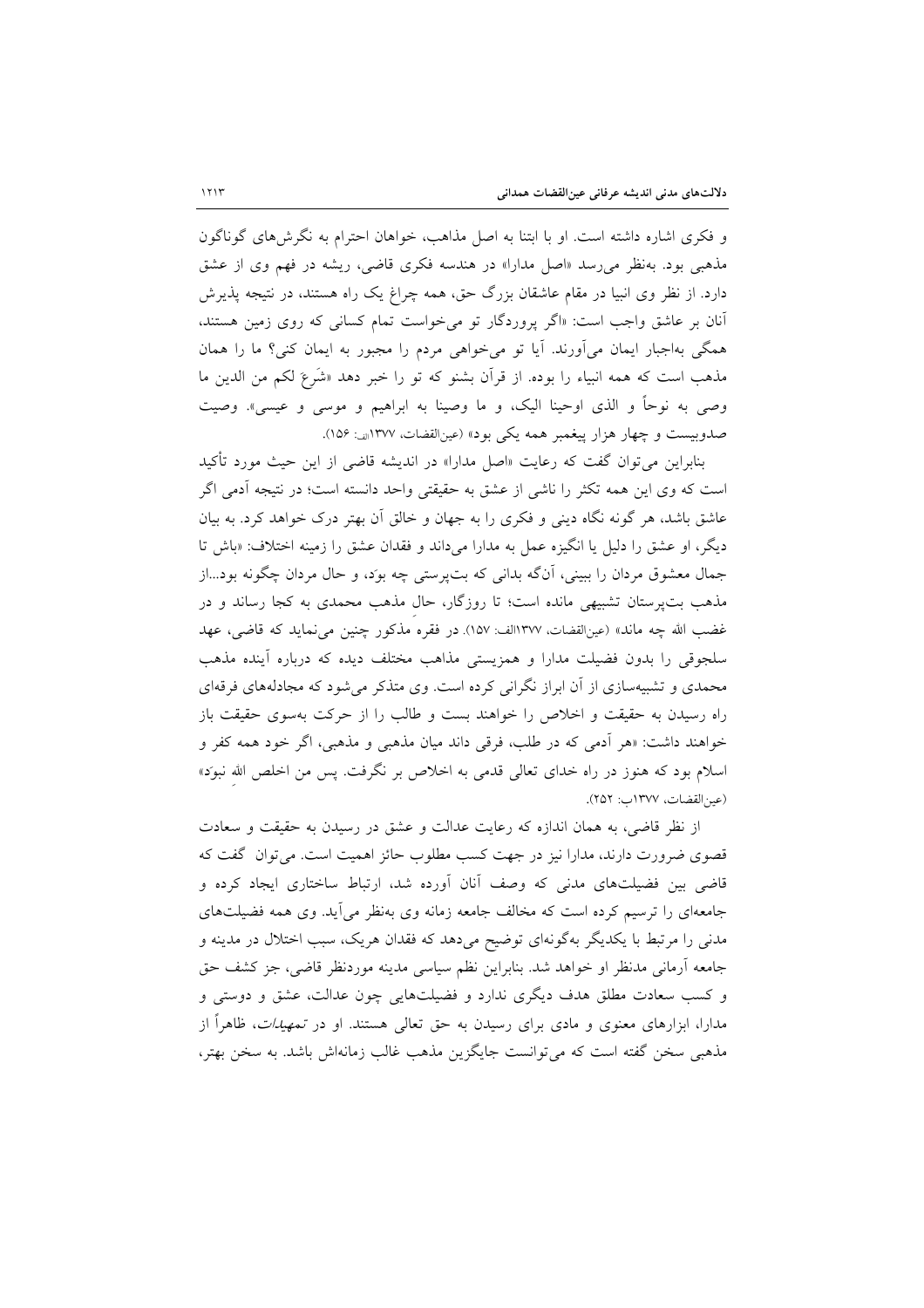و فکری اشاره داشته است. او با ابتنا به اصل مذاهب، خواهان احترام به نگرش‌های گوناگون مذهبی بود. به‌نظر می‌رسد «اصل مدارا» در هندسه فکری قاضی، ریشه در فهم وی از عشق دارد. از نظر وی انبیا در مقام عاشقان بزرگ حق، همه چراغ یک راه هستند، در نتیجه پذیرش آنان بر عاشق واجب است: «اگر پروردگار تو می‌خواست تمام کسانی که روی زمین هستند، همگی به‌اجبار ایمان می‌آورند. آیا تو می‌خواهی مردم را مجبور به ایمان کنی؟ ما را همان مذهب است که همه انبیاء را بوده. از قرآن بشنو که تو را خبر دهد «شَرَعَ لکم من الدین ما وصی به نوحاً و الذی اوحینا الیک، و ما وصینا به ابراهیم و موسی و عیسی». وصیت صدوبیست و چهار هزار پیغمبر همه یکی بود» (عین‌القضات، ۱۳۷۷الف: ۱۵۶).

بنابراین می‌توان گفت که رعایت «اصل مدارا» در اندیشه قاضی از این حیث مورد تأکید است که وی این همه تکثر را ناشی از عشق به حقیقتی واحد دانسته است؛ در نتیجه آدمی اگر عاشق باشد، هر گونه نگاه دینی و فکری را به جهان و خالق آن بهتر درک خواهد کرد. به بیان دیگر، او عشق را دلیل یا انگیزه عمل به مدارا می‌داند و فقدان عشق را زمینه اختلاف: «باش تا جمال معشوق مردان را ببینی، آن‌گه بدانی که بت‌پرستی چه بوَد، و حال مردان چگونه بود...از مذهب بت‌پرستان تشبیهی مانده است؛ تا روزگار، حال مذهب محمدی به کجا رساند و در غضب الله چه ماند» (عین‌القضات، ۱۳۷۷الف: ۱۵۷). در فقره مذکور چنین می‌نماید که قاضی، عهد سلجوقی را بدون فضیلت مدارا و همزیستی مذاهب مختلف دیده که درباره آینده مذهب محمدی و تشبیه‌سازی از آن ابراز نگرانی کرده است. وی متذکر می‌شود که مجادله‌های فرقه‌ای راه رسیدن به حقیقت و اخلاص را خواهند بست و طالب را از حرکت به‌سوی حقیقت باز خواهند داشت: «هر آدمی که در طلب، فرقی داند میان مذهبی و مذهبی، اگر خود همه کفر و اسلام بود که هنوز در راه خدای تعالی قدمی به اخلاص بر نگرفت. پس من اخلص الله نبوَد» (عین‌القضات، ۱۳۷۷ب: ۲۵۲).

از نظر قاضی، به همان اندازه که رعایت عدالت و عشق در رسیدن به حقیقت و سعادت قصوی ضرورت دارند، مدارا نیز در جهت کسب مطلوب حائز اهمیت است. می‌توان گفت که قاضی بین فضیلت‌های مدنی که وصف آنان آورده شد، ارتباط ساختاری ایجاد کرده و جامعه‌ای را ترسیم کرده است که مخالف جامعه زمانه وی به‌نظر می‌آید. وی همه فضیلت‌های مدنی را مرتبط با یکدیگر به‌گونه‌ای توضیح می‌دهد که فقدان هریک، سبب اختلال در مدینه و جامعه آرمانی مدنظر او خواهد شد. بنابراین نظم سیاسی مدینه موردنظر قاضی، جز کشف حق و کسب سعادت مطلق هدف دیگری ندارد و فضیلت‌هایی چون عدالت، عشق و دوستی و مدارا، ابزارهای معنوی و مادی برای رسیدن به حق تعالی هستند. او در *تمهیدات*، ظاهراً از مذهبی سخن گفته است که می‌توانست جایگزین مذهب غالب زمانه‌اش باشد. به سخن بهتر،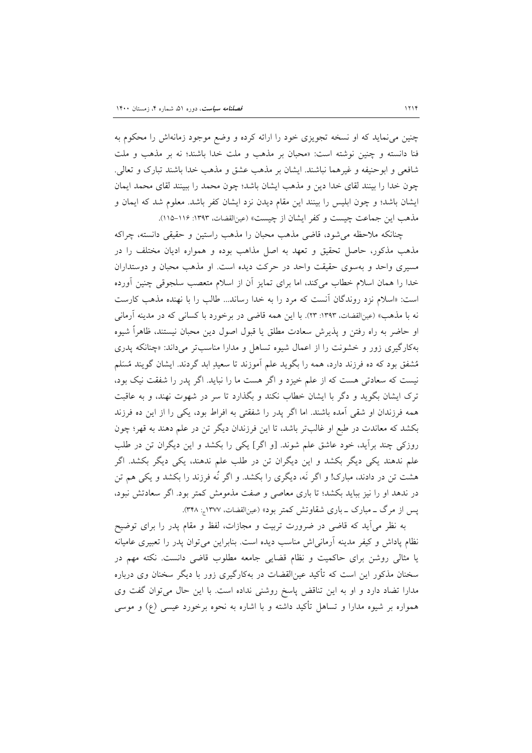چنین می‌نماید که او نسخه تجویزی خود را ارائه کرده و وضع موجود زمانه‌اش را محکوم به فنا دانسته و چنین نوشته است: «محبان بر مذهب و ملت خدا باشند؛ نه بر مذهب و ملت شافعی و ابوحنیفه و غیرهما نباشند. ایشان بر مذهب عشق و مذهب خدا باشند تبارک و تعالی. چون خدا را بینند لقای خدا دین و مذهب ایشان باشد؛ چون محمد را ببینند لقای محمد ایمان ایشان باشد؛ و چون ابلیس را ببینند این مقام دیدن نزد ایشان کفر باشد. معلوم شد که ایمان و مذهب این جماعت چیست و کفر ایشان از چیست» (عین‌القضات، ۱۳۹۳: ۱۱۶-۱۱۵).

چنانکه ملاحظه می‌شود، قاضی مذهب محبان را مذهب راستین و حقیقی دانسته، چراکه مذهب مذکور، حاصل تحقیق و تعهد به اصل مذاهب بوده و همواره ادیان مختلف را در مسیری واحد و به‌سوی حقیقت واحد در حرکت دیده است. او مذهب محبان و دوستداران خدا را همان اسلام خطاب می‌کند، اما برای تمایز آن از اسلام متعصب سلجوقی چنین آورده است: «اسلام نزد روندگان آنست که مرد را به خدا رساند... طالب را با نهنده مذهب کارست نه با مذهب» (عین‌القضات، ۱۳۹۳: ۲۳). با این همه قاضی در برخورد با کسانی که در مدینه آرمانی او حاضر به راه رفتن و پذیرش سعادت مطلق یا قبول اصول دین محبان نیستند، ظاهراً شیوه به‌کارگیری زور و خشونت را از اعمال شیوه تساهل و مدارا مناسب‌تر می‌داند: «چنانکه پدری مُشفق بود که ده فرزند دارد، همه را بگوید علم آموزند تا سعیدِ ابد گردند. ایشان گویند مُسَلم نیست که سعادتی هست که از علم خیزد و اگر هست ما را نباید. اگر پدر را شفقت نیک بود، ترک ایشان بگوید و دگر با ایشان خطاب نکند و بگذارد تا سر در شهوت نهند، و به عاقبت همه فرزندان او شقی آمده باشند. اما اگر پدر را شفقتی به افراط بود، یکی را از این ده فرزند بکشد که معاندت در طبع او غالب‌تر باشد، تا این فرزندان دیگر تن در علم دهند به قهر؛ چون روزکی چند برآید، خود عاشق علم شوند. [و اگر] یکی را بکشد و این دیگران تن در طلب علم ندهند یکی دیگر بکشد و این دیگران تن در طلب علم ندهند، یکی دیگر بکشد. اگر هشت تن در دادند، مبارک! و اگر نَه، دیگری را بکشد. و اگر نُه فرزند را بکشد و یکی هم تن در ندهد او را نیز بباید بکشد؛ تا باری معاصی و صفت مذمومش کمتر بود. اگر سعادتش نبود، پس از مرگ ــ مبارک ــ باری شقاوتش کمتر بود» (عین‌القضات، ۱۳۷۷ج: ۳۴۸).

به نظر می‌آید که قاضی در ضرورت تربیت و مجازات، لفظ و مقام پدر را برای توضیح نظام پاداش و کیفر مدینه آرمانی‌اش مناسب دیده است. بنابراین می‌توان پدر را تعبیری عامیانه یا مثالی روشن برای حاکمیت و نظام قضایی جامعه مطلوب قاضی دانست. نکته مهم در سخنان مذکور این است که تأکید عین‌القضات در به‌کارگیری زور با دیگر سخنان وی درباره مدارا تضاد دارد و او به این تناقض پاسخ روشنی نداده است. با این حال می‌توان گفت وی همواره بر شیوه مدارا و تساهل تأکید داشته و با اشاره به نحوه برخورد عیسی (ع) و موسی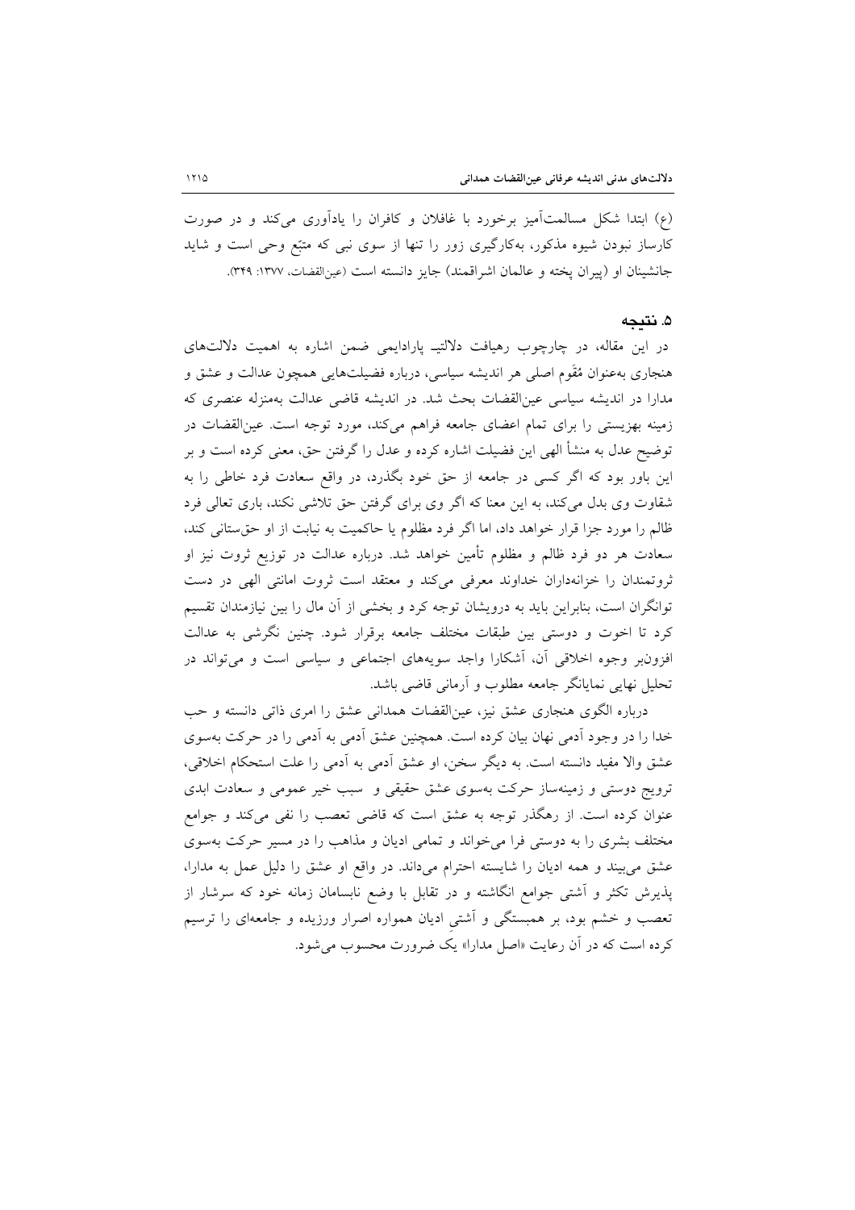(ع) ابتدا شکل مسالمت‌آمیز برخورد با غافلان و کافران را یادآوری می‌کند و در صورت کارساز نبودن شیوه مذکور، به‌کارگیری زور را تنها از سوی نبی که متبّع وحی است و شاید جانشینان او (پیران پخته و عالمان اشراقمند) جایز دانسته است (عین‌القضات، ۱۳۷۷: ۳۴۹).

## ۵. نتیجه

در این مقاله، در چارچوب رهیافت دلالتی‌ـ پارادایمی ضمن اشاره به اهمیت دلالت‌های هنجاری به‌عنوان مُقَوم اصلی هر اندیشه سیاسی، درباره فضیلت‌هایی همچون عدالت و عشق و مدارا در اندیشه سیاسی عین‌القضات بحث شد. در اندیشه قاضی عدالت به‌منزله عنصری که زمینه بهزیستی را برای تمام اعضای جامعه فراهم می‌کند، مورد توجه است. عین‌القضات در توضیح عدل به منشأ الهی این فضیلت اشاره کرده و عدل را گرفتن حق، معنی کرده است و بر این باور بود که اگر کسی در جامعه از حق خود بگذرد، در واقع سعادت فرد خاطی را به شقاوت وی بدل می‌کند، به این معنا که اگر وی برای گرفتن حق تلاشی نکند، باری تعالی فرد ظالم را مورد جزا قرار خواهد داد، اما اگر فرد مظلوم یا حاکمیت به نیابت از او حق‌ستانی کند، سعادت هر دو فرد ظالم و مظلوم تأمین خواهد شد. درباره عدالت در توزیع ثروت نیز او ثروتمندان را خزانه‌داران خداوند معرفی می‌کند و معتقد است ثروت امانتی الهی در دست توانگران است، بنابراین باید به درویشان توجه کرد و بخشی از آن مال را بین نیازمندان تقسیم کرد تا اخوت و دوستی بین طبقات مختلف جامعه برقرار شود. چنین نگرشی به عدالت افزون‌بر وجوه اخلاقی آن، آشکارا واجد سویه‌های اجتماعی و سیاسی است و می‌تواند در تحلیل نهایی نمایانگر جامعه مطلوب و آرمانی قاضی باشد.

درباره الگوی هنجاری عشق نیز، عین‌القضات همدانی عشق را امری ذاتی دانسته و حب خدا را در وجود آدمی نهان بیان کرده است. همچنین عشق آدمی به آدمی را در حرکت به‌سوی عشق والا مفید دانسته است. به دیگر سخن، او عشق آدمی به آدمی را علت استحکام اخلاقی، ترویج دوستی و زمینه‌ساز حرکت به‌سوی عشق حقیقی و سبب خیر عمومی و سعادت ابدی عنوان کرده است. از رهگذر توجه به عشق است که قاضی تعصب را نفی می‌کند و جوامع مختلف بشری را به دوستی فرا می‌خواند و تمامی ادیان و مذاهب را در مسیر حرکت به‌سوی عشق می‌بیند و همه ادیان را شایسته احترام می‌داند. در واقع او عشق را دلیل عمل به مدارا، پذیرش تکثر و آشتی جوامع انگاشته و در تقابل با وضع نابسامان زمانه خود که سرشار از تعصب و خشم بود، بر همبستگی و آشتیِ ادیان همواره اصرار ورزیده و جامعه‌ای را ترسیم کرده است که در آن رعایت «اصل مدارا» یک ضرورت محسوب می‌شود.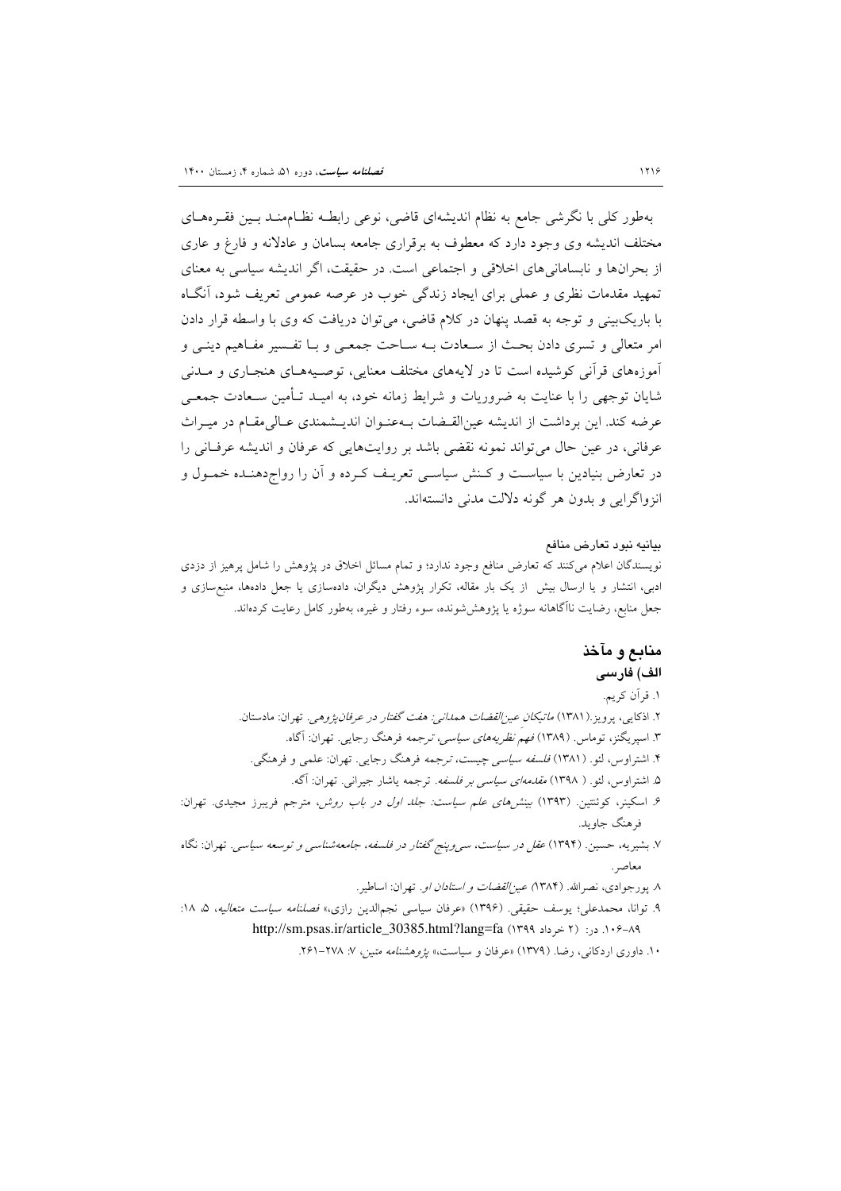به‌طور کلی با نگرشی جامع به نظام اندیشه‌ای قاضی، نوعی رابطه نظام‌مند بین فقره‌های مختلف اندیشه وی وجود دارد که معطوف به برقراری جامعه بسامان و عادلانه و فارغ و عاری از بحران‌ها و نابسامانی‌های اخلاقی و اجتماعی است. در حقیقت، اگر اندیشه سیاسی به معنای تمهید مقدمات نظری و عملی برای ایجاد زندگی خوب در عرصه عمومی تعریف شود، آنگاه با باریک‌بینی و توجه به قصد پنهان در کلام قاضی، می‌توان دریافت که وی با واسطه قرار دادن امر متعالی و تسری دادن بحث از سعادت به ساحت جمعی و با تفسیر مفاهیم دینی و آموزه‌های قرآنی کوشیده است تا در لایه‌های مختلف معنایی، توصیه‌های هنجاری و مدنی شایان توجهی را با عنایت به ضروریات و شرایط زمانه خود، به امید تأمین سعادت جمعی عرضه کند. این برداشت از اندیشه عین‌القضات به‌عنوان اندیشمندی عالی‌مقام در میراث عرفانی، در عین حال می‌تواند نمونه نقضی باشد بر روایت‌هایی که عرفان و اندیشه عرفانی را در تعارض بنیادین با سیاست و کنش سیاسی تعریف کرده و آن را رواج‌دهنده خمول و انزواگرایی و بدون هر گونه دلالت مدنی دانسته‌اند.

**بیانیه نبود تعارض منافع**

نویسندگان اعلام می‌کنند که تعارض منافع وجود ندارد؛ و تمام مسائل اخلاق در پژوهش را شامل پرهیز از دزدی ادبی، انتشار و یا ارسال بیش از یک بار مقاله، تکرار پژوهش دیگران، داده‌سازی یا جعل داده‌ها، منبع‌سازی و جعل منابع، رضایت ناآگاهانه سوژه یا پژوهش‌شونده، سوء رفتار و غیره، به‌طور کامل رعایت کرده‌اند.

## منابع و مآخذ

### الف) فارسی

۱. قرآن کریم.

۲. اذکایی، پرویز. (۱۳۸۱) *ماتیکان عین‌القضات همدانی: هفت گفتار در عرفان‌پژوهی*. تهران: مادستان.

۳. اسپریگنز، توماس. (۱۳۸۹) *فهم نظریه‌های سیاسی*، ترجمه فرهنگ رجایی. تهران: آگاه.

۴. اشتراوس، لئو. (۱۳۸۱) *فلسفه سیاسی چیست*، ترجمه فرهنگ رجایی. تهران: علمی و فرهنگی.

۵. اشتراوس، لئو. (۱۳۹۸) *مقدمه‌ای سیاسی بر فلسفه*. ترجمه یاشار جیرانی. تهران: آگه.

۶. اسکینر، کوئنتین. (۱۳۹۳) *بینش‌های علم سیاست: جلد اول در باب روش*، مترجم فریبرز مجیدی. تهران: فرهنگ جاوید.

۷. بشیریه، حسین. (۱۳۹۴) *عقل در سیاست، سی‌و‌پنج گفتار در فلسفه، جامعه‌شناسی و توسعه سیاسی*. تهران: نگاه معاصر.

۸. پورجوادی، نصرالله. (۱۳۸۴) *عین‌القضات و استادان او*. تهران: اساطیر.

۹. توانا، محمدعلی؛ یوسف حقیقی. (۱۳۹۶) «عرفان سیاسی نجم‌الدین رازی،» *فصلنامه سیاست متعالیه*، ۵، ۱۸: ۸۹-۱۰۶. در: (۲ خرداد ۱۳۹۹) http://sm.psas.ir/article_30385.html?lang=fa

۱۰. داوری اردکانی، رضا. (۱۳۷۹) «عرفان و سیاست،» *پژوهشنامه متین*، ۷: ۲۷۸-۲۶۱.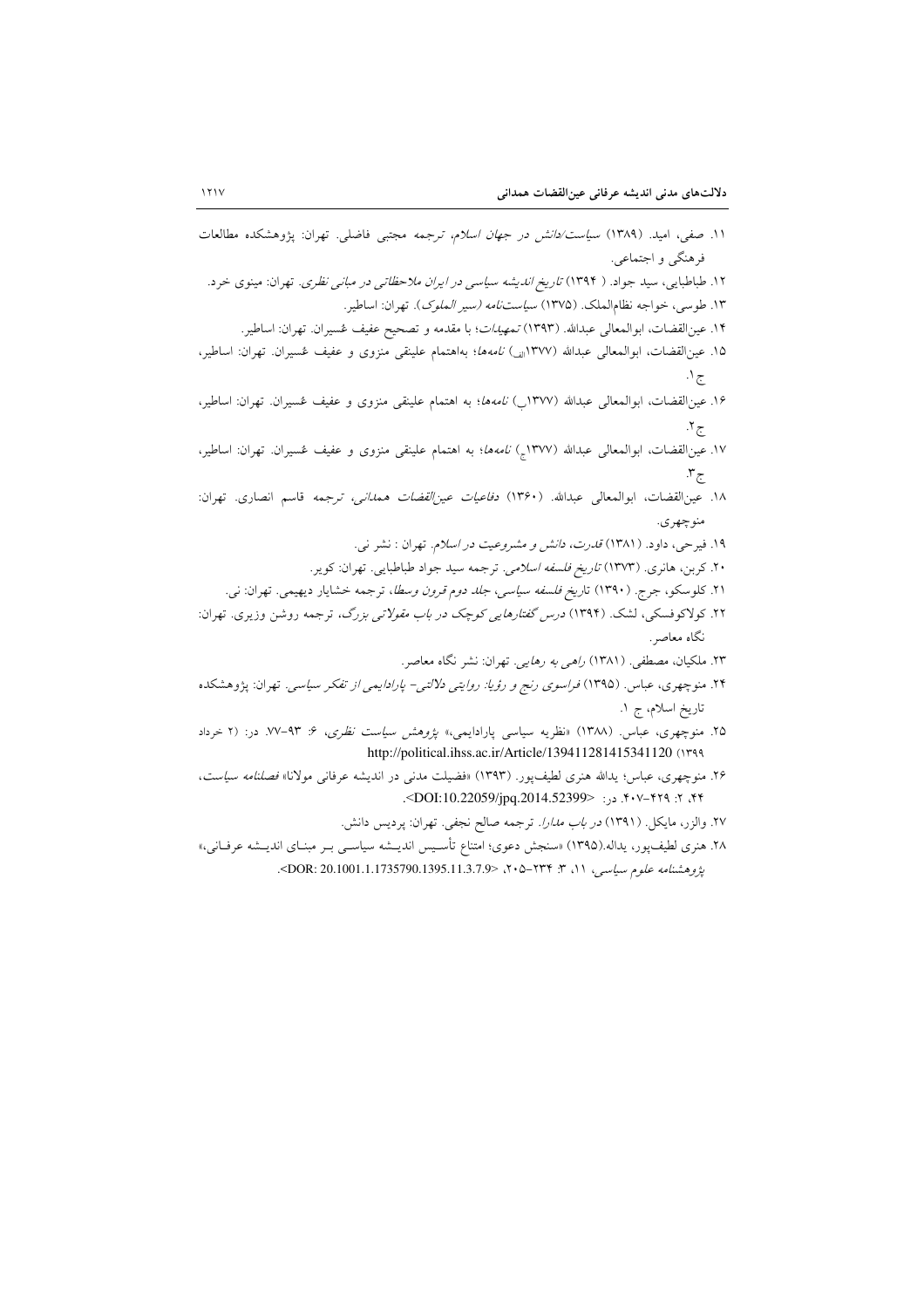۱۱. صفی، امید. (۱۳۸۹) *سیاست/دانش در جهان اسلام*، ترجمه مجتبی فاضلی. تهران: پژوهشکده مطالعات فرهنگی و اجتماعی.

۱۲. طباطبایی، سید جواد. (۱۳۹۴) *تاریخ اندیشه سیاسی در ایران ملاحظاتی در مبانی نظری*. تهران: مینوی خرد.

۱۳. طوسی، خواجه نظام‌الملک. (۱۳۷۵) *سیاست‌نامه (سیر الملوک)*. تهران: اساطیر.

۱۴. عین‌القضات، ابوالمعالی عبدالله. (۱۳۹۳) *تمهیدات*؛ با مقدمه و تصحیح عفیف عُسیران. تهران: اساطیر.

۱۵. عین‌القضات، ابوالمعالی عبدالله (۱۳۷۷الف) *نامه‌ها*؛ به‌اهتمام علینقی منزوی و عفیف عُسیران. تهران: اساطیر، ج ۱.

۱۶. عین‌القضات، ابوالمعالی عبدالله (۱۳۷۷ب) *نامه‌ها*؛ به اهتمام علینقی منزوی و عفیف عُسیران. تهران: اساطیر، ج ۲.

۱۷. عین‌القضات، ابوالمعالی عبدالله (۱۳۷۷ج) *نامه‌ها*؛ به اهتمام علینقی منزوی و عفیف عُسیران. تهران: اساطیر، ج ۳.

۱۸. عین‌القضات، ابوالمعالی عبدالله. (۱۳۶۰) *دفاعیات عین‌القضات همدانی*، ترجمه قاسم انصاری. تهران: منوچهری.

۱۹. فیرحی، داود. (۱۳۸۱) *قدرت، دانش و مشروعیت در اسلام*. تهران : نشر نی.

۲۰. کربن، هانری. (۱۳۷۳) *تاریخ فلسفه اسلامی*. ترجمه سید جواد طباطبایی. تهران: کویر.

۲۱. کلوسکو، جرج. (۱۳۹۰) *تاریخ فلسفه سیاسی، جلد دوم قرون وسطا*، ترجمه خشایار دیهیمی. تهران: نی.

۲۲. کولاکوفسکی، لشک. (۱۳۹۴) *درس گفتارهایی کوچک در باب مقولاتی بزرگ*، ترجمه روشن وزیری. تهران: نگاه معاصر.

۲۳. ملکیان، مصطفی. (۱۳۸۱) *راهی به رهایی*. تهران: نشر نگاه معاصر.

۲۴. منوچهری، عباس. (۱۳۹۵) *فراسوی رنج و رؤیا: روایتی دلالتی- پارادایمی از تفکر سیاسی*. تهران: پژوهشکده تاریخ اسلام، ج ۱.

۲۵. منوچهری، عباس. (۱۳۸۸) «نظریه سیاسی پارادایمی،» *پژوهش سیاست نظری*، ۶: ۹۳-۷۷. در: (۲ خرداد ۱۳۹۹) http://political.ihss.ac.ir/Article/139411281415341120

۲۶. منوچهری، عباس؛ یدالله هنری لطیف‌پور. (۱۳۹۳) «فضیلت مدنی در اندیشه عرفانی مولانا» *فصلنامه سیاست*، ۴۴، ۲: ۴۲۹-۴۰۷. در: <DOI:10.22059/jpq.2014.52399>.

۲۷. والزر، مایکل. (۱۳۹۱) *در باب مدارا*. ترجمه صالح نجفی. تهران: پردیس دانش.

۲۸. هنری لطیف‌پور، یداله.(۱۳۹۵) «سنجش دعوی؛ امتناع تأسیس اندیشه سیاسی بر مبنای اندیشه عرفانی،» *پژوهشنامه علوم سیاسی*، ۱۱، ۳: ۲۳۴-۲۰۵، <DOR: 20.1001.1.1735790.1395.11.3.7.9>.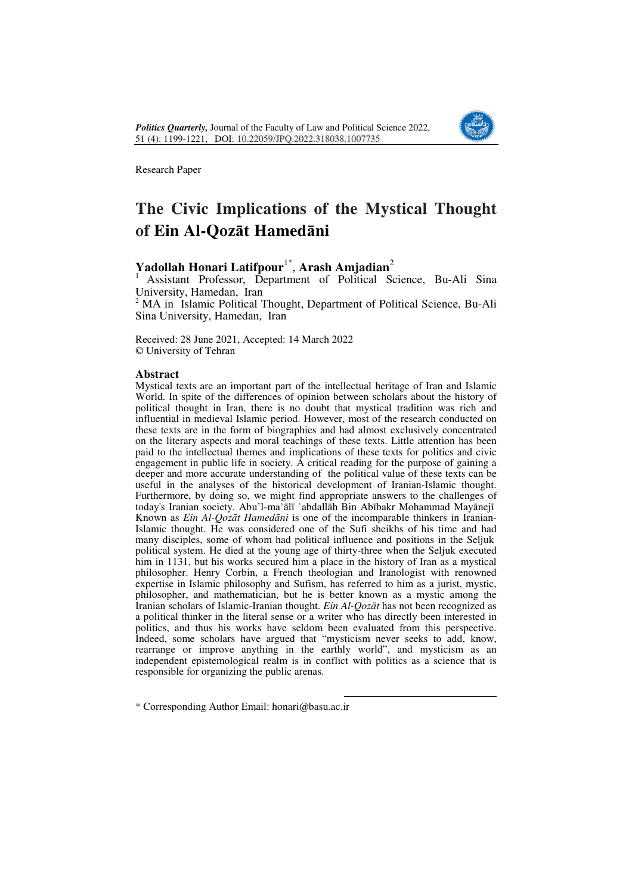Research Paper

# The Civic Implications of the Mystical Thought of Ein Al-Qozāt Hamedāni

**Yadollah Honari Latifpour**[1*], **Arash Amjadian**[2]

[1] Assistant Professor, Department of Political Science, Bu-Ali Sina University, Hamedan, Iran

[2] MA in Islamic Political Thought, Department of Political Science, Bu-Ali Sina University, Hamedan, Iran

Received: 28 June 2021, Accepted: 14 March 2022
© University of Tehran

## Abstract

Mystical texts are an important part of the intellectual heritage of Iran and Islamic World. In spite of the differences of opinion between scholars about the history of political thought in Iran, there is no doubt that mystical tradition was rich and influential in medieval Islamic period. However, most of the research conducted on these texts are in the form of biographies and had almost exclusively concentrated on the literary aspects and moral teachings of these texts. Little attention has been paid to the intellectual themes and implications of these texts for politics and civic engagement in public life in society. A critical reading for the purpose of gaining a deeper and more accurate understanding of the political value of these texts can be useful in the analyses of the historical development of Iranian-Islamic thought. Furthermore, by doing so, we might find appropriate answers to the challenges of today's Iranian society. Abu'l-maʿālī ʿabdallāh Bin Abībakr Mohammad Mayānejī Known as *Ein Al-Qozāt Hamedāni* is one of the incomparable thinkers in Iranian-Islamic thought. He was considered one of the Sufi sheikhs of his time and had many disciples, some of whom had political influence and positions in the Seljuk political system. He died at the young age of thirty-three when the Seljuk executed him in 1131, but his works secured him a place in the history of Iran as a mystical philosopher. Henry Corbin, a French theologian and Iranologist with renowned expertise in Islamic philosophy and Sufism, has referred to him as a jurist, mystic, philosopher, and mathematician, but he is better known as a mystic among the Iranian scholars of Islamic-Iranian thought. *Ein Al-Qozāt* has not been recognized as a political thinker in the literal sense or a writer who has directly been interested in politics, and thus his works have seldom been evaluated from this perspective. Indeed, some scholars have argued that "mysticism never seeks to add, know, rearrange or improve anything in the earthly world", and mysticism as an independent epistemological realm is in conflict with politics as a science that is responsible for organizing the public arenas.

\* Corresponding Author Email: honari@basu.ac.ir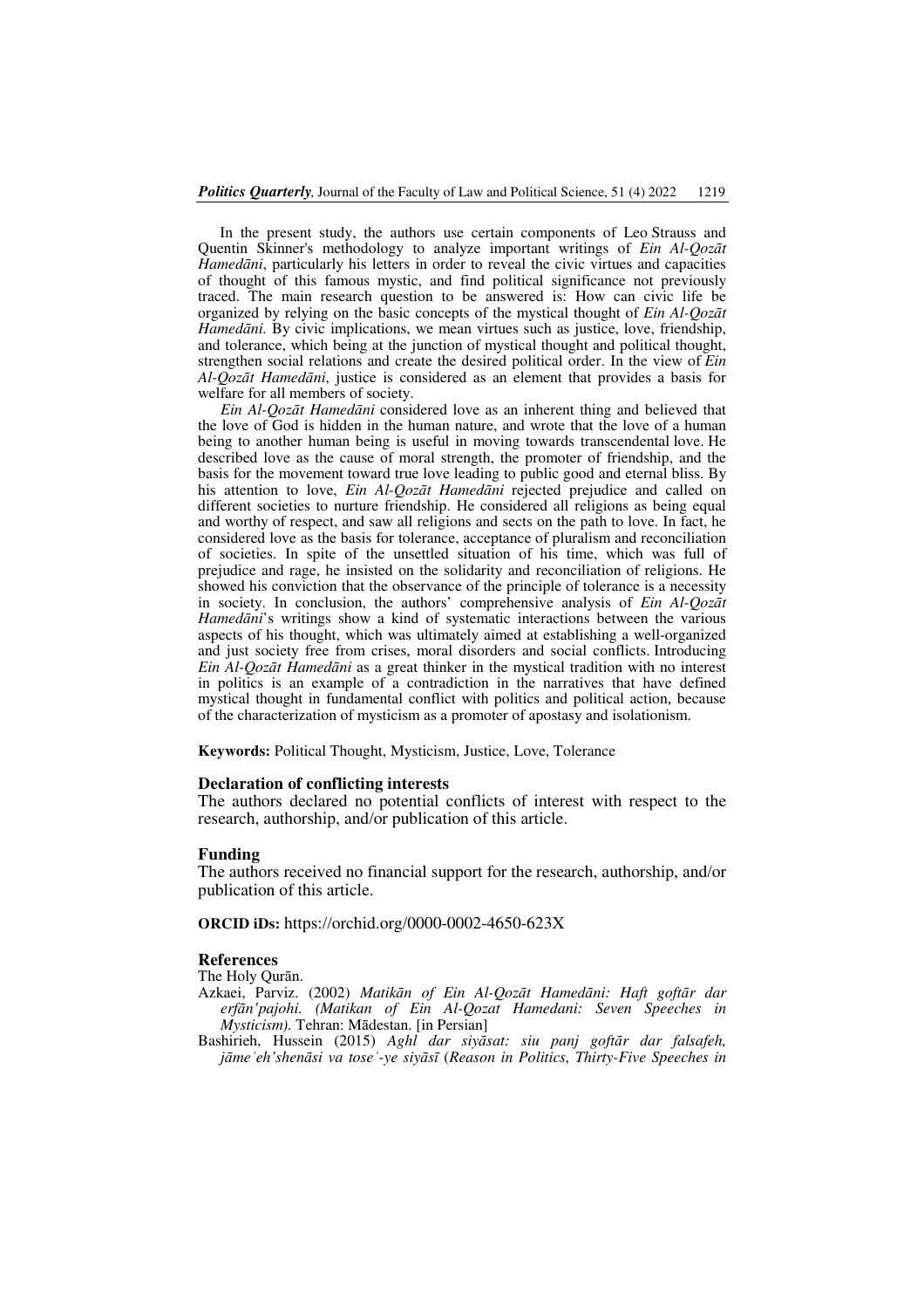In the present study, the authors use certain components of Leo Strauss and Quentin Skinner's methodology to analyze important writings of *Ein Al-Qozāt Hamedāni*, particularly his letters in order to reveal the civic virtues and capacities of thought of this famous mystic, and find political significance not previously traced. The main research question to be answered is: How can civic life be organized by relying on the basic concepts of the mystical thought of *Ein Al-Qozāt Hamedāni.* By civic implications, we mean virtues such as justice, love, friendship, and tolerance, which being at the junction of mystical thought and political thought, strengthen social relations and create the desired political order. In the view of *Ein Al-Qozāt Hamedāni*, justice is considered as an element that provides a basis for welfare for all members of society.

*Ein Al-Qozāt Hamedāni* considered love as an inherent thing and believed that the love of God is hidden in the human nature, and wrote that the love of a human being to another human being is useful in moving towards transcendental love. He described love as the cause of moral strength, the promoter of friendship, and the basis for the movement toward true love leading to public good and eternal bliss. By his attention to love, *Ein Al-Qozāt Hamedāni* rejected prejudice and called on different societies to nurture friendship. He considered all religions as being equal and worthy of respect, and saw all religions and sects on the path to love. In fact, he considered love as the basis for tolerance, acceptance of pluralism and reconciliation of societies. In spite of the unsettled situation of his time, which was full of prejudice and rage, he insisted on the solidarity and reconciliation of religions. He showed his conviction that the observance of the principle of tolerance is a necessity in society. In conclusion, the authors' comprehensive analysis of *Ein Al-Qozāt Hamedāni*'s writings show a kind of systematic interactions between the various aspects of his thought, which was ultimately aimed at establishing a well-organized and just society free from crises, moral disorders and social conflicts. Introducing *Ein Al-Qozāt Hamedāni* as a great thinker in the mystical tradition with no interest in politics is an example of a contradiction in the narratives that have defined mystical thought in fundamental conflict with politics and political action, because of the characterization of mysticism as a promoter of apostasy and isolationism.

**Keywords:** Political Thought, Mysticism, Justice, Love, Tolerance

### Declaration of conflicting interests

The authors declared no potential conflicts of interest with respect to the research, authorship, and/or publication of this article.

### Funding

The authors received no financial support for the research, authorship, and/or publication of this article.

**ORCID iDs:** https://orchid.org/0000-0002-4650-623X

### References

The Holy Qurān.

Azkaei, Parviz. (2002) *Matikān of Ein Al-Qozāt Hamedāni: Haft goftār dar erfān'pajohi. (Matikan of Ein Al-Qozat Hamedani: Seven Speeches in Mysticism).* Tehran: Mādestan. [in Persian]

Bashirieh, Hussein (2015) *Aghl dar siyāsat: siu panj goftār dar falsafeh, jāmeʿeh'shenāsi va toseʿ-ye siyāsī* (*Reason in Politics, Thirty-Five Speeches in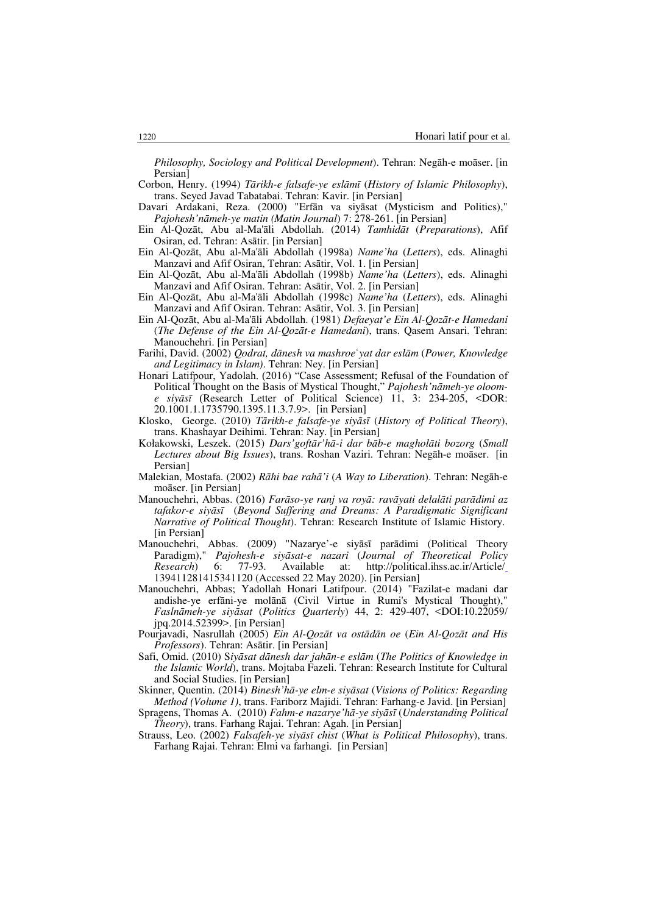*Philosophy, Sociology and Political Development*). Tehran: Negāh-e moāser. [in Persian]

Corbon, Henry. (1994) *Tārikh-e falsafe-ye eslāmī* (*History of Islamic Philosophy*), trans. Seyed Javad Tabatabai. Tehran: Kavir. [in Persian]

Davari Ardakani, Reza. (2000) "Erfān va siyāsat (Mysticism and Politics)," *Pajohesh'nāmeh-ye matin (Matin Journal*) 7: 278-261. [in Persian]

Ein Al-Qozāt, Abu al-Ma'āli Abdollah. (2014) *Tamhidāt* (*Preparations*), Afif Osiran, ed. Tehran: Asātir. [in Persian]

Ein Al-Qozāt, Abu al-Ma'āli Abdollah (1998a) *Name'ha* (*Letters*), eds. Alinaghi Manzavi and Afif Osiran, Tehran: Asātir, Vol. 1. [in Persian]

Ein Al-Qozāt, Abu al-Ma'āli Abdollah (1998b) *Name'ha* (*Letters*), eds. Alinaghi Manzavi and Afif Osiran. Tehran: Asātir, Vol. 2. [in Persian]

Ein Al-Qozāt, Abu al-Ma'āli Abdollah (1998c) *Name'ha* (*Letters*), eds. Alinaghi Manzavi and Afif Osiran. Tehran: Asātir, Vol. 3. [in Persian]

Ein Al-Qozāt, Abu al-Ma'āli Abdollah. (1981) *Defaeyat'e Ein Al-Qozāt-e Hamedani* (*The Defense of the Ein Al-Qozāt-e Hamedani*), trans. Qasem Ansari. Tehran: Manouchehri. [in Persian]

Farihi, David. (2002) *Qodrat, dānesh va mashroeʿyat dar eslām* (*Power, Knowledge and Legitimacy in Islam)*. Tehran: Ney. [in Persian]

Honari Latifpour, Yadolah. (2016) "Case Assessment; Refusal of the Foundation of Political Thought on the Basis of Mystical Thought," *Pajohesh'nāmeh-ye oloom-e siyāsī* (Research Letter of Political Science) 11, 3: 234-205, <DOR: 20.1001.1.1735790.1395.11.3.7.9>. [in Persian]

Klosko, George. (2010) *Tārikh-e falsafe-ye siyāsī* (*History of Political Theory*), trans. Khashayar Deihimi. Tehran: Nay. [in Persian]

Kołakowski, Leszek. (2015) *Dars'goftār'hā-i dar bāb-e magholāti bozorg* (*Small Lectures about Big Issues*), trans. Roshan Vaziri. Tehran: Negāh-e moāser. [in Persian]

Malekian, Mostafa. (2002) *Rāhi bae rahā'i* (*A Way to Liberation*). Tehran: Negāh-e moāser. [in Persian]

Manouchehri, Abbas. (2016) *Farāso-ye ranj va royā: ravāyati delalāti parādimi az tafakor-e siyāsī* (*Beyond Suffering and Dreams: A Paradigmatic Significant Narrative of Political Thought*). Tehran: Research Institute of Islamic History. [in Persian]

Manouchehri, Abbas. (2009) "Nazarye'-e siyāsī parādimi (Political Theory Paradigm)," *Pajohesh-e siyāsat-e nazari* (*Journal of Theoretical Policy Research*) 6: 77-93. Available at: http://political.ihss.ac.ir/Article/139411281415341120 (Accessed 22 May 2020). [in Persian]

Manouchehri, Abbas; Yadollah Honari Latifpour. (2014) "Fazilat-e madani dar andishe-ye erfāni-ye molānā (Civil Virtue in Rumi's Mystical Thought)," *Faslnāmeh-ye siyāsat* (*Politics Quarterly*) 44, 2: 429-407, <DOI:10.22059/jpq.2014.52399>. [in Persian]

Pourjavadi, Nasrullah (2005) *Ein Al-Qozāt va ostādān oe* (*Ein Al-Qozāt and His Professors*). Tehran: Asātir. [in Persian]

Safi, Omid. (2010) S*iyāsat dānesh dar jahān-e eslām* (*The Politics of Knowledge in the Islamic World*), trans. Mojtaba Fazeli. Tehran: Research Institute for Cultural and Social Studies. [in Persian]

Skinner, Quentin. (2014) *Binesh'hā-ye elm-e siyāsat* (*Visions of Politics: Regarding Method (Volume 1)*, trans. Fariborz Majidi. Tehran: Farhang-e Javid. [in Persian]

Spragens, Thomas A. (2010) *Fahm-e nazarye'hā-ye siyāsī* (*Understanding Political Theory*), trans. Farhang Rajai. Tehran: Agah. [in Persian]

Strauss, Leo. (2002) *Falsafeh-ye siyāsī chist* (*What is Political Philosophy*), trans. Farhang Rajai. Tehran: Elmi va farhangi. [in Persian]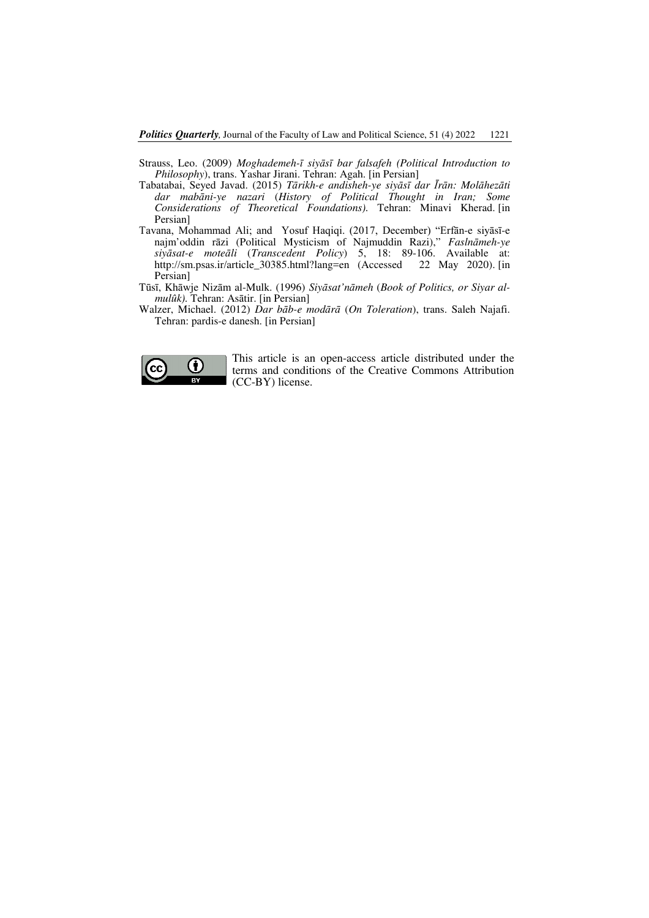Strauss, Leo. (2009) *Moghademeh-ī siyāsī bar falsafeh (Political Introduction to Philosophy*), trans. Yashar Jirani. Tehran: Agah. [in Persian]

Tabatabai, Seyed Javad. (2015) *Tārikh-e andisheh-ye siyāsī dar Īrān: Molāhezāti dar mabāni-ye nazari* (*History of Political Thought in Iran; Some Considerations of Theoretical Foundations).* Tehran: Minavi Kherad. [in Persian]

Tavana, Mohammad Ali; and Yosuf Haqiqi. (2017, December) "Erfān-e siyāsī-e najm'oddin rāzi (Political Mysticism of Najmuddin Razi)," *Faslnāmeh-ye siyāsat-e moteāli* (*Transcedent Policy*) 5, 18: 89-106. Available at: http://sm.psas.ir/article_30385.html?lang=en (Accessed 22 May 2020). [in Persian]

Tūsī, Khāwje Nizām al-Mulk. (1996) *Siyāsat'nāmeh* (*Book of Politics, or Siyar al-mulûk).* Tehran: Asātir. [in Persian]

Walzer, Michael. (2012) *Dar bāb-e modārā* (*On Toleration*), trans. Saleh Najafi. Tehran: pardis-e danesh. [in Persian]

This article is an open-access article distributed under the terms and conditions of the Creative Commons Attribution (CC-BY) license.